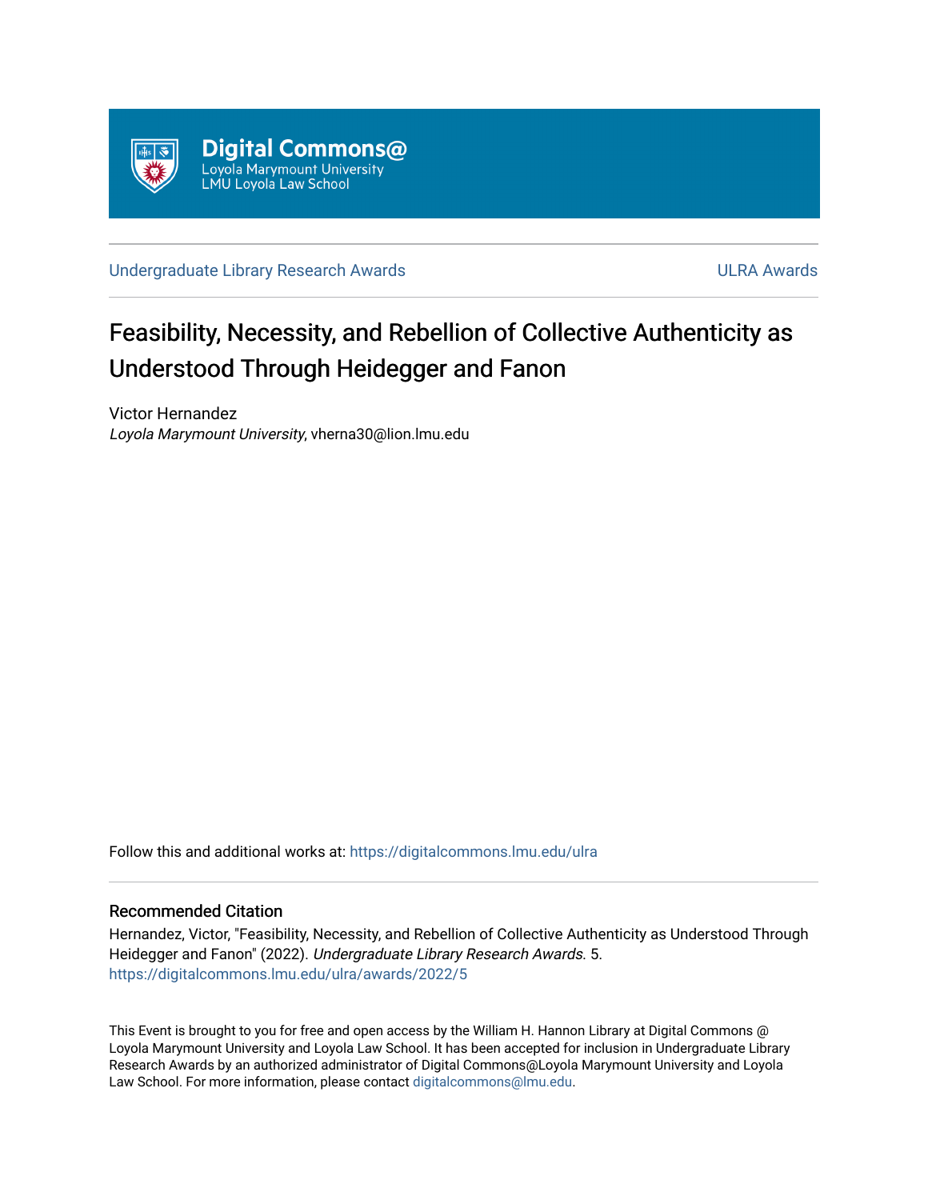Digital Commons@
Loyola Marymount University
LMU Loyola Law School

Undergraduate Library Research Awards

ULRA Awards

# Feasibility, Necessity, and Rebellion of Collective Authenticity as Understood Through Heidegger and Fanon

Victor Hernandez
*Loyola Marymount University*, vherna30@lion.lmu.edu

Follow this and additional works at: https://digitalcommons.lmu.edu/ulra

## Recommended Citation

Hernandez, Victor, "Feasibility, Necessity, and Rebellion of Collective Authenticity as Understood Through Heidegger and Fanon" (2022). *Undergraduate Library Research Awards.* 5.
https://digitalcommons.lmu.edu/ulra/awards/2022/5

This Event is brought to you for free and open access by the William H. Hannon Library at Digital Commons @ Loyola Marymount University and Loyola Law School. It has been accepted for inclusion in Undergraduate Library Research Awards by an authorized administrator of Digital Commons@Loyola Marymount University and Loyola Law School. For more information, please contact digitalcommons@lmu.edu.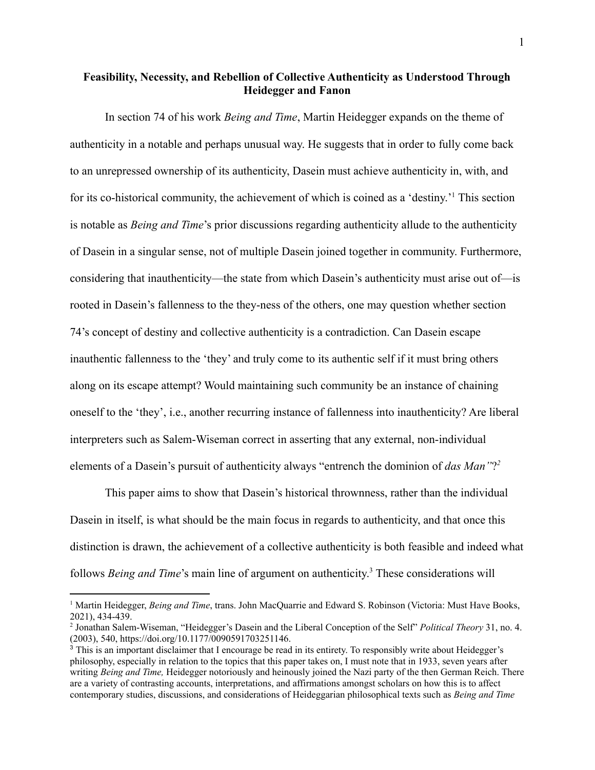**Feasibility, Necessity, and Rebellion of Collective Authenticity as Understood Through Heidegger and Fanon**

In section 74 of his work *Being and Time*, Martin Heidegger expands on the theme of authenticity in a notable and perhaps unusual way. He suggests that in order to fully come back to an unrepressed ownership of its authenticity, Dasein must achieve authenticity in, with, and for its co-historical community, the achievement of which is coined as a 'destiny.'[1] This section is notable as *Being and Time*'s prior discussions regarding authenticity allude to the authenticity of Dasein in a singular sense, not of multiple Dasein joined together in community. Furthermore, considering that inauthenticity—the state from which Dasein's authenticity must arise out of—is rooted in Dasein's fallenness to the they-ness of the others, one may question whether section 74's concept of destiny and collective authenticity is a contradiction. Can Dasein escape inauthentic fallenness to the 'they' and truly come to its authentic self if it must bring others along on its escape attempt? Would maintaining such community be an instance of chaining oneself to the 'they', i.e., another recurring instance of fallenness into inauthenticity? Are liberal interpreters such as Salem-Wiseman correct in asserting that any external, non-individual elements of a Dasein's pursuit of authenticity always "entrench the dominion of *das Man"*?[2]

This paper aims to show that Dasein's historical thrownness, rather than the individual Dasein in itself, is what should be the main focus in regards to authenticity, and that once this distinction is drawn, the achievement of a collective authenticity is both feasible and indeed what follows *Being and Time*'s main line of argument on authenticity.[3] These considerations will

[1] Martin Heidegger, *Being and Time*, trans. John MacQuarrie and Edward S. Robinson (Victoria: Must Have Books, 2021), 434-439.

[2] Jonathan Salem-Wiseman, "Heidegger's Dasein and the Liberal Conception of the Self" *Political Theory* 31, no. 4. (2003), 540, https://doi.org/10.1177/0090591703251146.

[3] This is an important disclaimer that I encourage be read in its entirety. To responsibly write about Heidegger's philosophy, especially in relation to the topics that this paper takes on, I must note that in 1933, seven years after writing *Being and Time,* Heidegger notoriously and heinously joined the Nazi party of the then German Reich. There are a variety of contrasting accounts, interpretations, and affirmations amongst scholars on how this is to affect contemporary studies, discussions, and considerations of Heideggarian philosophical texts such as *Being and Time*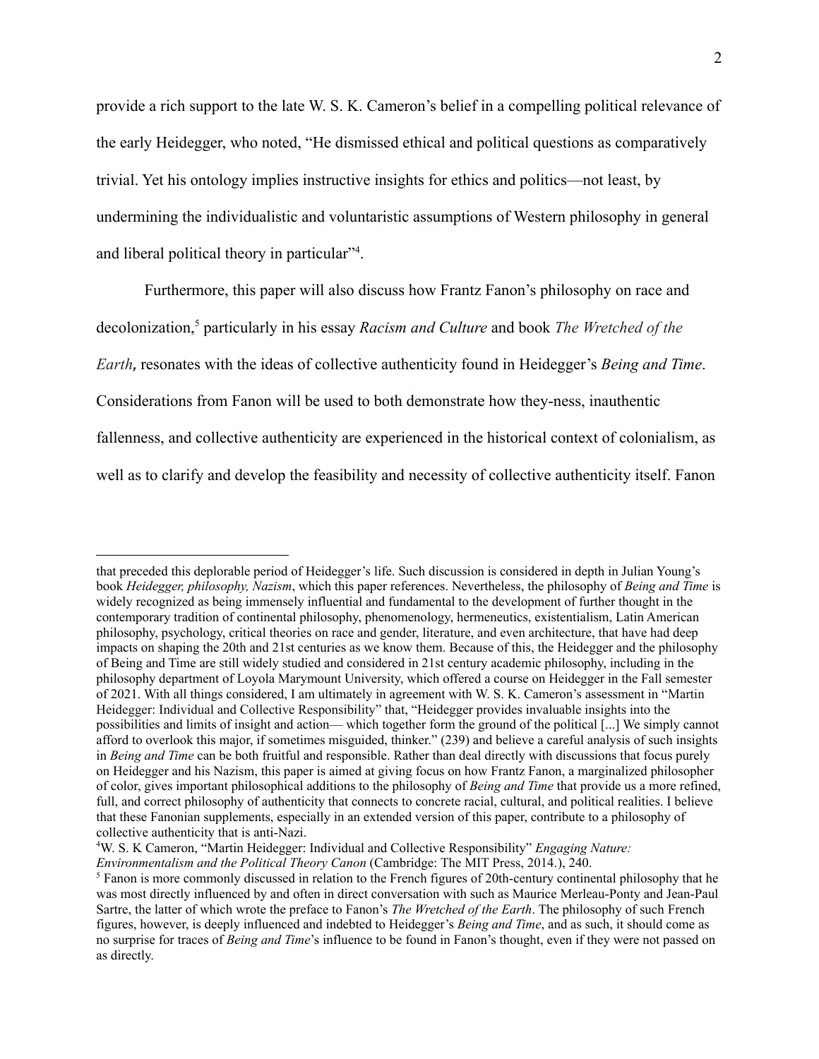provide a rich support to the late W. S. K. Cameron's belief in a compelling political relevance of the early Heidegger, who noted, "He dismissed ethical and political questions as comparatively trivial. Yet his ontology implies instructive insights for ethics and politics—not least, by undermining the individualistic and voluntaristic assumptions of Western philosophy in general and liberal political theory in particular"[4].

Furthermore, this paper will also discuss how Frantz Fanon's philosophy on race and decolonization,[5] particularly in his essay *Racism and Culture* and book *The Wretched of the Earth*, resonates with the ideas of collective authenticity found in Heidegger's *Being and Time*. Considerations from Fanon will be used to both demonstrate how they-ness, inauthentic fallenness, and collective authenticity are experienced in the historical context of colonialism, as well as to clarify and develop the feasibility and necessity of collective authenticity itself. Fanon

---

that preceded this deplorable period of Heidegger's life. Such discussion is considered in depth in Julian Young's book *Heidegger, philosophy, Nazism*, which this paper references. Nevertheless, the philosophy of *Being and Time* is widely recognized as being immensely influential and fundamental to the development of further thought in the contemporary tradition of continental philosophy, phenomenology, hermeneutics, existentialism, Latin American philosophy, psychology, critical theories on race and gender, literature, and even architecture, that have had deep impacts on shaping the 20th and 21st centuries as we know them. Because of this, the Heidegger and the philosophy of Being and Time are still widely studied and considered in 21st century academic philosophy, including in the philosophy department of Loyola Marymount University, which offered a course on Heidegger in the Fall semester of 2021. With all things considered, I am ultimately in agreement with W. S. K. Cameron's assessment in "Martin Heidegger: Individual and Collective Responsibility" that, "Heidegger provides invaluable insights into the possibilities and limits of insight and action— which together form the ground of the political [...] We simply cannot afford to overlook this major, if sometimes misguided, thinker." (239) and believe a careful analysis of such insights in *Being and Time* can be both fruitful and responsible. Rather than deal directly with discussions that focus purely on Heidegger and his Nazism, this paper is aimed at giving focus on how Frantz Fanon, a marginalized philosopher of color, gives important philosophical additions to the philosophy of *Being and Time* that provide us a more refined, full, and correct philosophy of authenticity that connects to concrete racial, cultural, and political realities. I believe that these Fanonian supplements, especially in an extended version of this paper, contribute to a philosophy of collective authenticity that is anti-Nazi.

[4] W. S. K Cameron, "Martin Heidegger: Individual and Collective Responsibility" *Engaging Nature: Environmentalism and the Political Theory Canon* (Cambridge: The MIT Press, 2014.), 240.

[5] Fanon is more commonly discussed in relation to the French figures of 20th-century continental philosophy that he was most directly influenced by and often in direct conversation with such as Maurice Merleau-Ponty and Jean-Paul Sartre, the latter of which wrote the preface to Fanon's *The Wretched of the Earth*. The philosophy of such French figures, however, is deeply influenced and indebted to Heidegger's *Being and Time*, and as such, it should come as no surprise for traces of *Being and Time*'s influence to be found in Fanon's thought, even if they were not passed on as directly.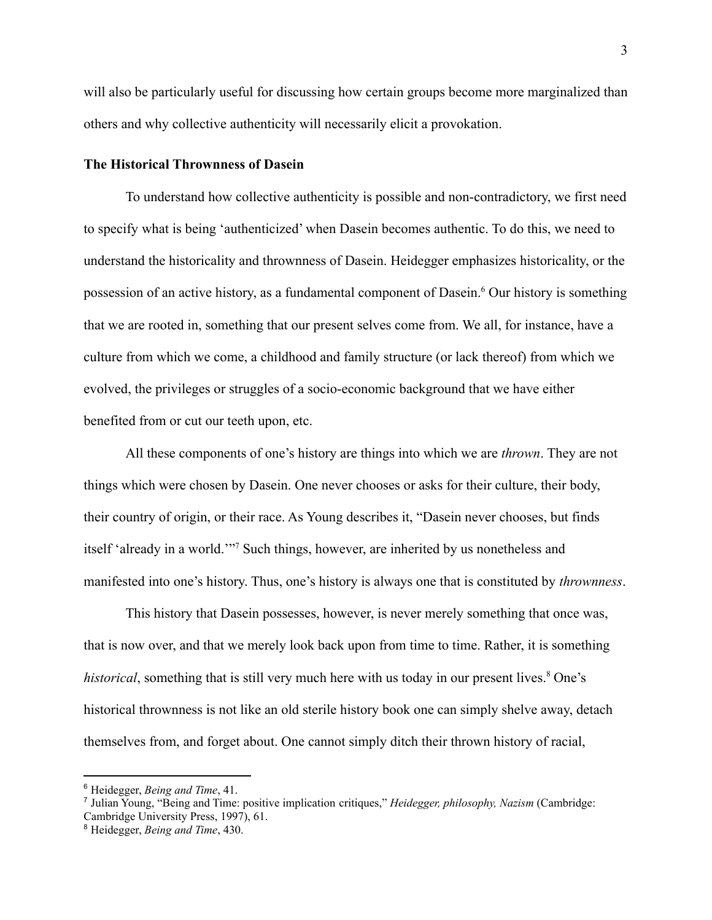will also be particularly useful for discussing how certain groups become more marginalized than others and why collective authenticity will necessarily elicit a provokation.

**The Historical Thrownness of Dasein**

To understand how collective authenticity is possible and non-contradictory, we first need to specify what is being 'authenticized' when Dasein becomes authentic. To do this, we need to understand the historicality and thrownness of Dasein. Heidegger emphasizes historicality, or the possession of an active history, as a fundamental component of Dasein.[6] Our history is something that we are rooted in, something that our present selves come from. We all, for instance, have a culture from which we come, a childhood and family structure (or lack thereof) from which we evolved, the privileges or struggles of a socio-economic background that we have either benefited from or cut our teeth upon, etc.

All these components of one's history are things into which we are *thrown*. They are not things which were chosen by Dasein. One never chooses or asks for their culture, their body, their country of origin, or their race. As Young describes it, "Dasein never chooses, but finds itself 'already in a world.'"[7] Such things, however, are inherited by us nonetheless and manifested into one's history. Thus, one's history is always one that is constituted by *thrownness*.

This history that Dasein possesses, however, is never merely something that once was, that is now over, and that we merely look back upon from time to time. Rather, it is something *historical*, something that is still very much here with us today in our present lives.[8] One's historical thrownness is not like an old sterile history book one can simply shelve away, detach themselves from, and forget about. One cannot simply ditch their thrown history of racial,

---

[6] Heidegger, *Being and Time*, 41.

[7] Julian Young, "Being and Time: positive implication critiques," *Heidegger, philosophy, Nazism* (Cambridge: Cambridge University Press, 1997), 61.

[8] Heidegger, *Being and Time*, 430.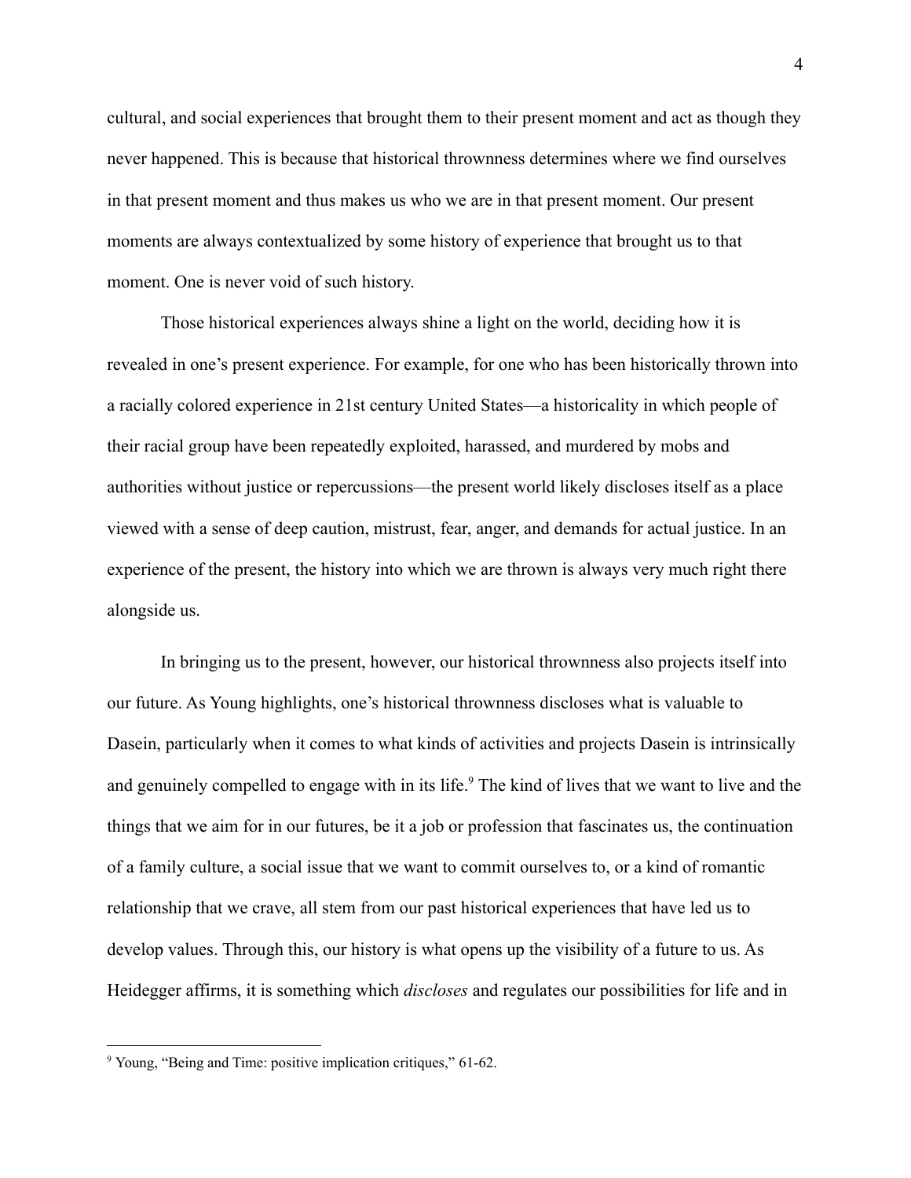cultural, and social experiences that brought them to their present moment and act as though they never happened. This is because that historical thrownness determines where we find ourselves in that present moment and thus makes us who we are in that present moment. Our present moments are always contextualized by some history of experience that brought us to that moment. One is never void of such history.

Those historical experiences always shine a light on the world, deciding how it is revealed in one's present experience. For example, for one who has been historically thrown into a racially colored experience in 21st century United States—a historicality in which people of their racial group have been repeatedly exploited, harassed, and murdered by mobs and authorities without justice or repercussions—the present world likely discloses itself as a place viewed with a sense of deep caution, mistrust, fear, anger, and demands for actual justice. In an experience of the present, the history into which we are thrown is always very much right there alongside us.

In bringing us to the present, however, our historical thrownness also projects itself into our future. As Young highlights, one's historical thrownness discloses what is valuable to Dasein, particularly when it comes to what kinds of activities and projects Dasein is intrinsically and genuinely compelled to engage with in its life.[9] The kind of lives that we want to live and the things that we aim for in our futures, be it a job or profession that fascinates us, the continuation of a family culture, a social issue that we want to commit ourselves to, or a kind of romantic relationship that we crave, all stem from our past historical experiences that have led us to develop values. Through this, our history is what opens up the visibility of a future to us. As Heidegger affirms, it is something which *discloses* and regulates our possibilities for life and in

---

[9] Young, "Being and Time: positive implication critiques," 61-62.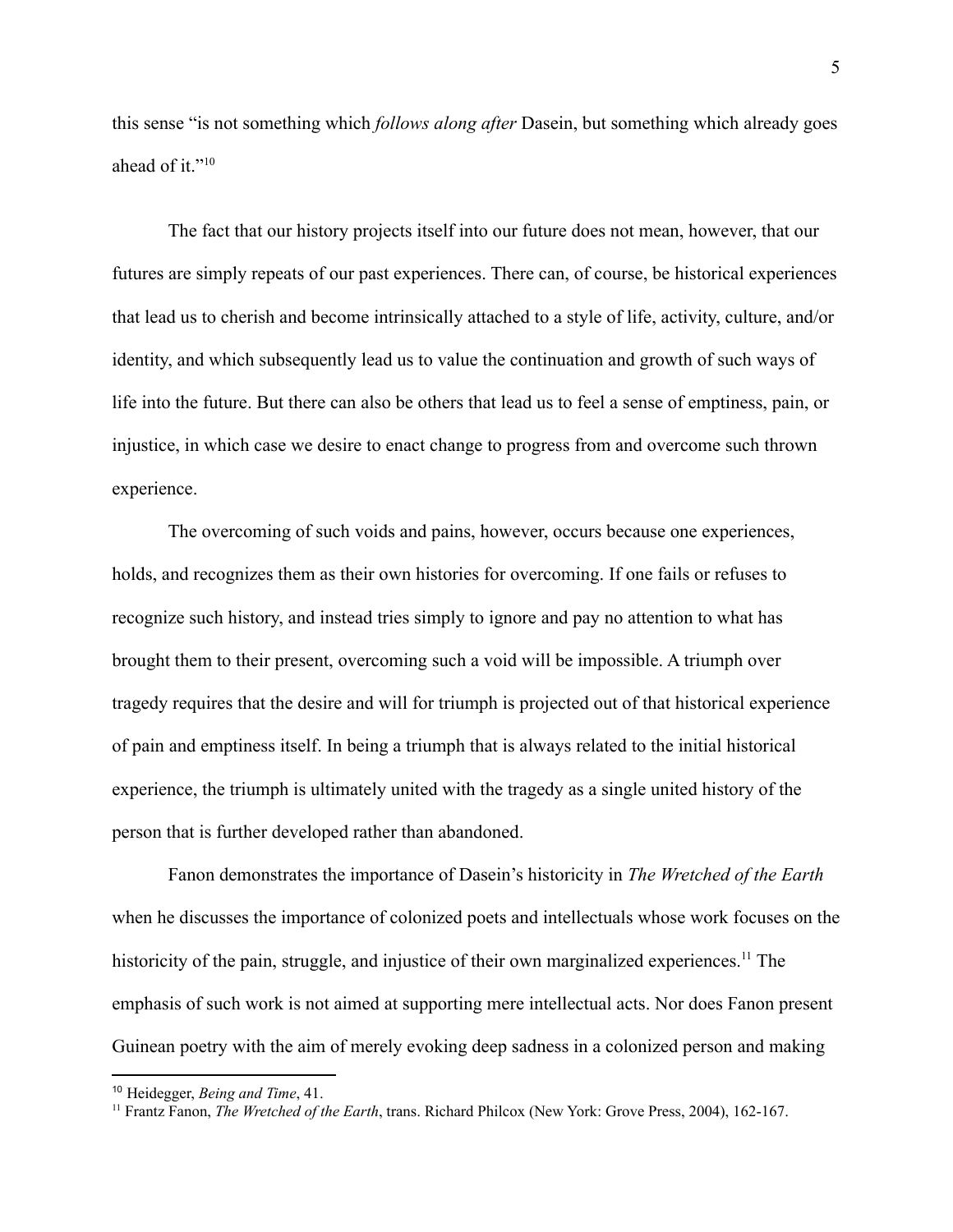this sense "is not something which *follows along after* Dasein, but something which already goes ahead of it."[10]

The fact that our history projects itself into our future does not mean, however, that our futures are simply repeats of our past experiences. There can, of course, be historical experiences that lead us to cherish and become intrinsically attached to a style of life, activity, culture, and/or identity, and which subsequently lead us to value the continuation and growth of such ways of life into the future. But there can also be others that lead us to feel a sense of emptiness, pain, or injustice, in which case we desire to enact change to progress from and overcome such thrown experience.

The overcoming of such voids and pains, however, occurs because one experiences, holds, and recognizes them as their own histories for overcoming. If one fails or refuses to recognize such history, and instead tries simply to ignore and pay no attention to what has brought them to their present, overcoming such a void will be impossible. A triumph over tragedy requires that the desire and will for triumph is projected out of that historical experience of pain and emptiness itself. In being a triumph that is always related to the initial historical experience, the triumph is ultimately united with the tragedy as a single united history of the person that is further developed rather than abandoned.

Fanon demonstrates the importance of Dasein's historicity in *The Wretched of the Earth* when he discusses the importance of colonized poets and intellectuals whose work focuses on the historicity of the pain, struggle, and injustice of their own marginalized experiences.[11] The emphasis of such work is not aimed at supporting mere intellectual acts. Nor does Fanon present Guinean poetry with the aim of merely evoking deep sadness in a colonized person and making

---

[10] Heidegger, *Being and Time*, 41.

[11] Frantz Fanon, *The Wretched of the Earth*, trans. Richard Philcox (New York: Grove Press, 2004), 162-167.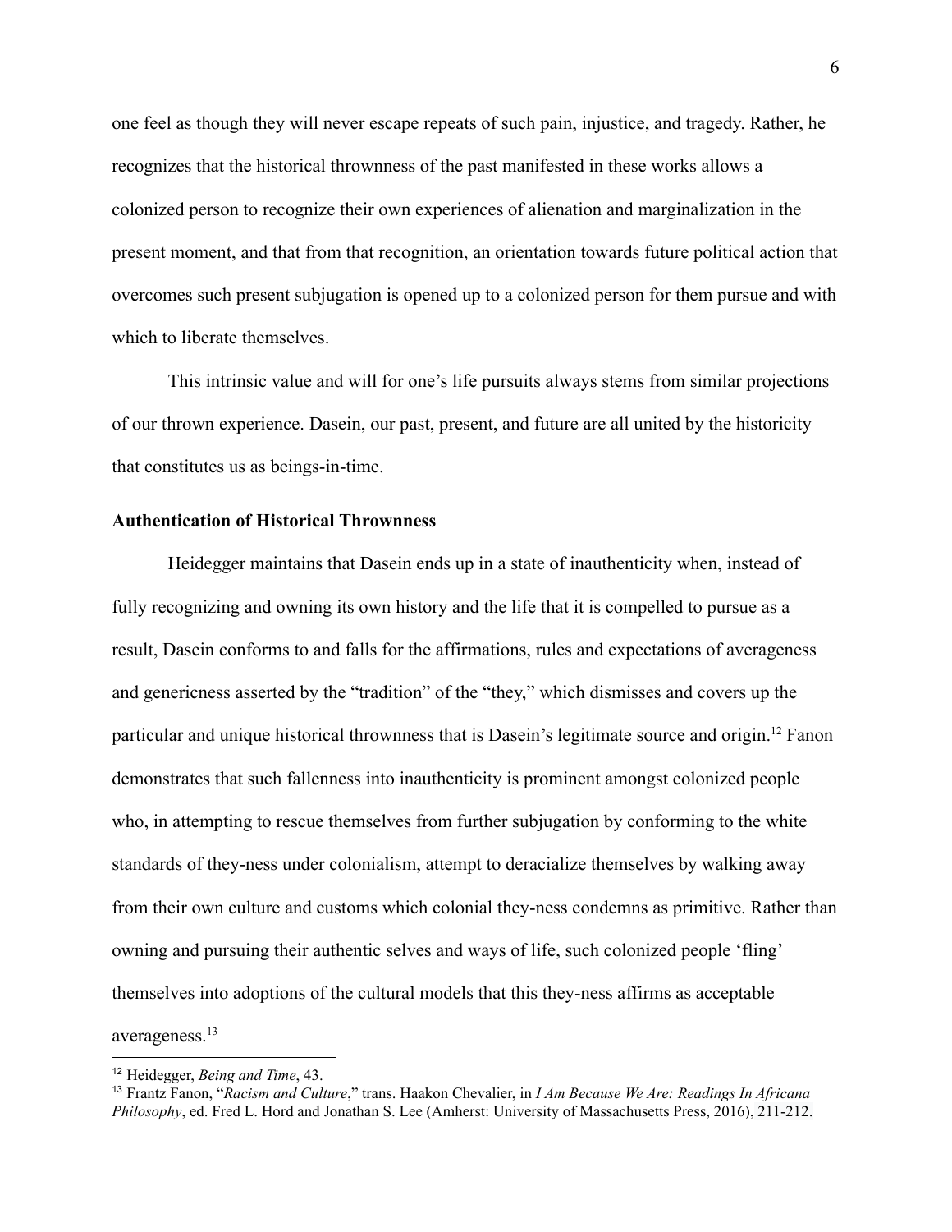one feel as though they will never escape repeats of such pain, injustice, and tragedy. Rather, he recognizes that the historical thrownness of the past manifested in these works allows a colonized person to recognize their own experiences of alienation and marginalization in the present moment, and that from that recognition, an orientation towards future political action that overcomes such present subjugation is opened up to a colonized person for them pursue and with which to liberate themselves.

This intrinsic value and will for one's life pursuits always stems from similar projections of our thrown experience. Dasein, our past, present, and future are all united by the historicity that constitutes us as beings-in-time.

**Authentication of Historical Thrownness**

Heidegger maintains that Dasein ends up in a state of inauthenticity when, instead of fully recognizing and owning its own history and the life that it is compelled to pursue as a result, Dasein conforms to and falls for the affirmations, rules and expectations of averageness and genericness asserted by the "tradition" of the "they," which dismisses and covers up the particular and unique historical thrownness that is Dasein's legitimate source and origin.[12] Fanon demonstrates that such fallenness into inauthenticity is prominent amongst colonized people who, in attempting to rescue themselves from further subjugation by conforming to the white standards of they-ness under colonialism, attempt to deracialize themselves by walking away from their own culture and customs which colonial they-ness condemns as primitive. Rather than owning and pursuing their authentic selves and ways of life, such colonized people 'fling' themselves into adoptions of the cultural models that this they-ness affirms as acceptable averageness.[13]

---

[12] Heidegger, *Being and Time*, 43.

[13] Frantz Fanon, "*Racism and Culture*," trans. Haakon Chevalier, in *I Am Because We Are: Readings In Africana Philosophy*, ed. Fred L. Hord and Jonathan S. Lee (Amherst: University of Massachusetts Press, 2016), 211-212.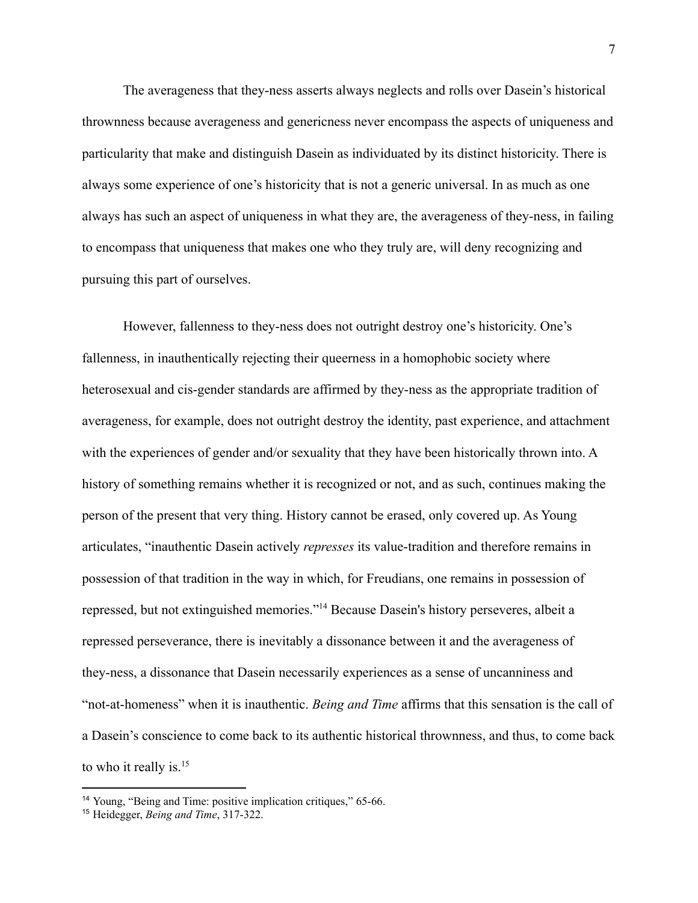The averageness that they-ness asserts always neglects and rolls over Dasein's historical thrownness because averageness and genericness never encompass the aspects of uniqueness and particularity that make and distinguish Dasein as individuated by its distinct historicity. There is always some experience of one's historicity that is not a generic universal. In as much as one always has such an aspect of uniqueness in what they are, the averageness of they-ness, in failing to encompass that uniqueness that makes one who they truly are, will deny recognizing and pursuing this part of ourselves.

However, fallenness to they-ness does not outright destroy one's historicity. One's fallenness, in inauthentically rejecting their queerness in a homophobic society where heterosexual and cis-gender standards are affirmed by they-ness as the appropriate tradition of averageness, for example, does not outright destroy the identity, past experience, and attachment with the experiences of gender and/or sexuality that they have been historically thrown into. A history of something remains whether it is recognized or not, and as such, continues making the person of the present that very thing. History cannot be erased, only covered up. As Young articulates, "inauthentic Dasein actively *represses* its value-tradition and therefore remains in possession of that tradition in the way in which, for Freudians, one remains in possession of repressed, but not extinguished memories."[14] Because Dasein's history perseveres, albeit a repressed perseverance, there is inevitably a dissonance between it and the averageness of they-ness, a dissonance that Dasein necessarily experiences as a sense of uncanniness and "not-at-homeness" when it is inauthentic. *Being and Time* affirms that this sensation is the call of a Dasein's conscience to come back to its authentic historical thrownness, and thus, to come back to who it really is.[15]

---

[14] Young, "Being and Time: positive implication critiques," 65-66.

[15] Heidegger, *Being and Time*, 317-322.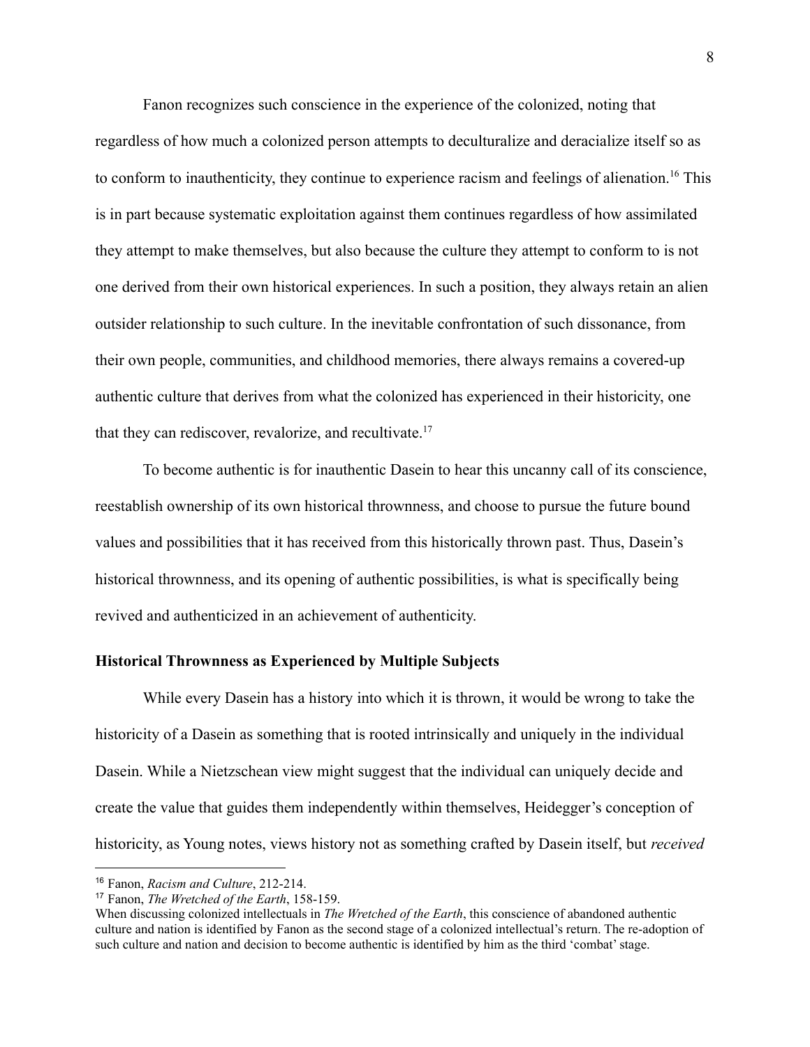Fanon recognizes such conscience in the experience of the colonized, noting that regardless of how much a colonized person attempts to deculturalize and deracialize itself so as to conform to inauthenticity, they continue to experience racism and feelings of alienation.[16] This is in part because systematic exploitation against them continues regardless of how assimilated they attempt to make themselves, but also because the culture they attempt to conform to is not one derived from their own historical experiences. In such a position, they always retain an alien outsider relationship to such culture. In the inevitable confrontation of such dissonance, from their own people, communities, and childhood memories, there always remains a covered-up authentic culture that derives from what the colonized has experienced in their historicity, one that they can rediscover, revalorize, and recultivate.[17]

To become authentic is for inauthentic Dasein to hear this uncanny call of its conscience, reestablish ownership of its own historical thrownness, and choose to pursue the future bound values and possibilities that it has received from this historically thrown past. Thus, Dasein's historical thrownness, and its opening of authentic possibilities, is what is specifically being revived and authenticized in an achievement of authenticity.

## Historical Thrownness as Experienced by Multiple Subjects

While every Dasein has a history into which it is thrown, it would be wrong to take the historicity of a Dasein as something that is rooted intrinsically and uniquely in the individual Dasein. While a Nietzschean view might suggest that the individual can uniquely decide and create the value that guides them independently within themselves, Heidegger's conception of historicity, as Young notes, views history not as something crafted by Dasein itself, but *received*

---

[16] Fanon, *Racism and Culture*, 212-214.

[17] Fanon, *The Wretched of the Earth*, 158-159.

When discussing colonized intellectuals in *The Wretched of the Earth*, this conscience of abandoned authentic culture and nation is identified by Fanon as the second stage of a colonized intellectual's return. The re-adoption of such culture and nation and decision to become authentic is identified by him as the third 'combat' stage.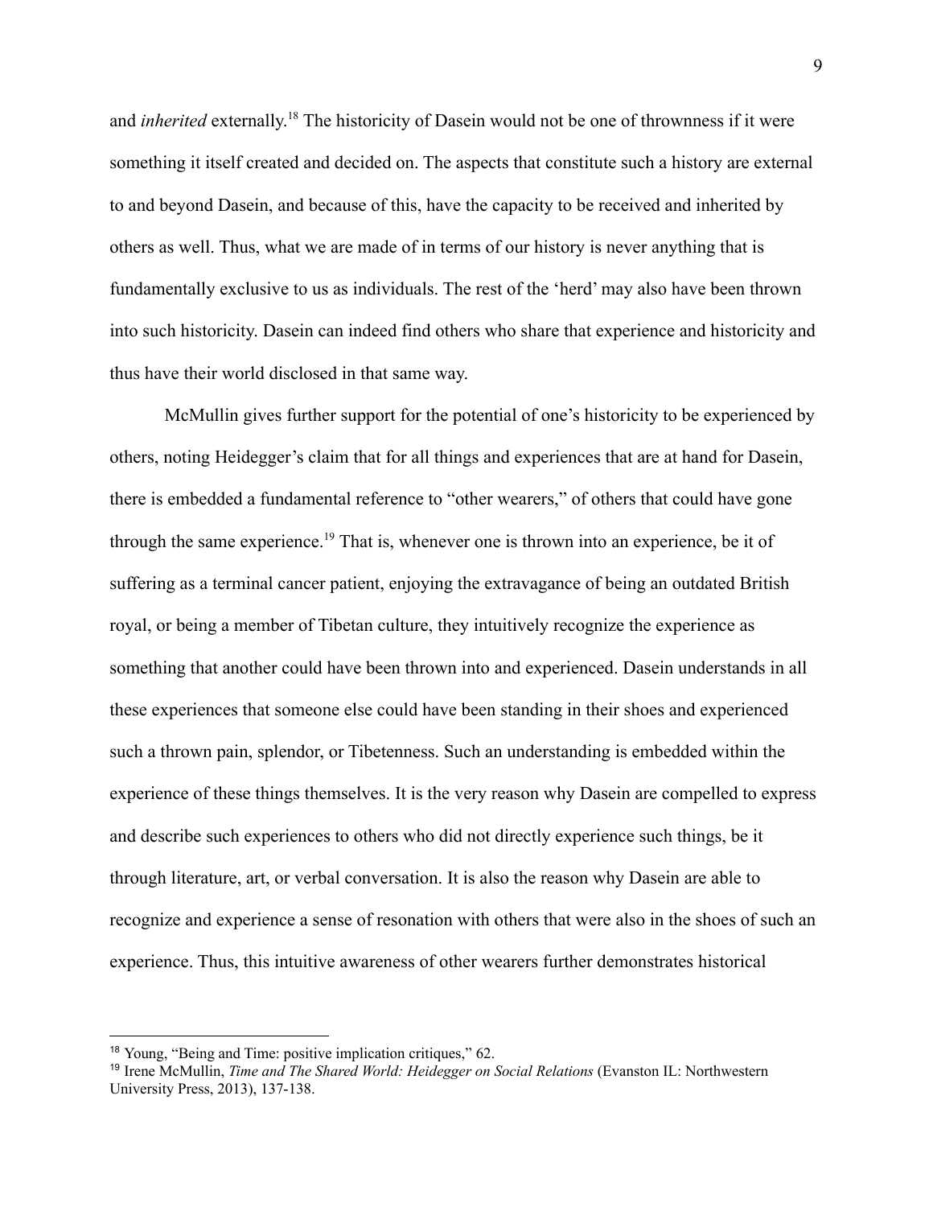and *inherited* externally.[18] The historicity of Dasein would not be one of thrownness if it were something it itself created and decided on. The aspects that constitute such a history are external to and beyond Dasein, and because of this, have the capacity to be received and inherited by others as well. Thus, what we are made of in terms of our history is never anything that is fundamentally exclusive to us as individuals. The rest of the 'herd' may also have been thrown into such historicity. Dasein can indeed find others who share that experience and historicity and thus have their world disclosed in that same way.

McMullin gives further support for the potential of one's historicity to be experienced by others, noting Heidegger's claim that for all things and experiences that are at hand for Dasein, there is embedded a fundamental reference to "other wearers," of others that could have gone through the same experience.[19] That is, whenever one is thrown into an experience, be it of suffering as a terminal cancer patient, enjoying the extravagance of being an outdated British royal, or being a member of Tibetan culture, they intuitively recognize the experience as something that another could have been thrown into and experienced. Dasein understands in all these experiences that someone else could have been standing in their shoes and experienced such a thrown pain, splendor, or Tibetenness. Such an understanding is embedded within the experience of these things themselves. It is the very reason why Dasein are compelled to express and describe such experiences to others who did not directly experience such things, be it through literature, art, or verbal conversation. It is also the reason why Dasein are able to recognize and experience a sense of resonation with others that were also in the shoes of such an experience. Thus, this intuitive awareness of other wearers further demonstrates historical

---

[18] Young, "Being and Time: positive implication critiques," 62.

[19] Irene McMullin, *Time and The Shared World: Heidegger on Social Relations* (Evanston IL: Northwestern University Press, 2013), 137-138.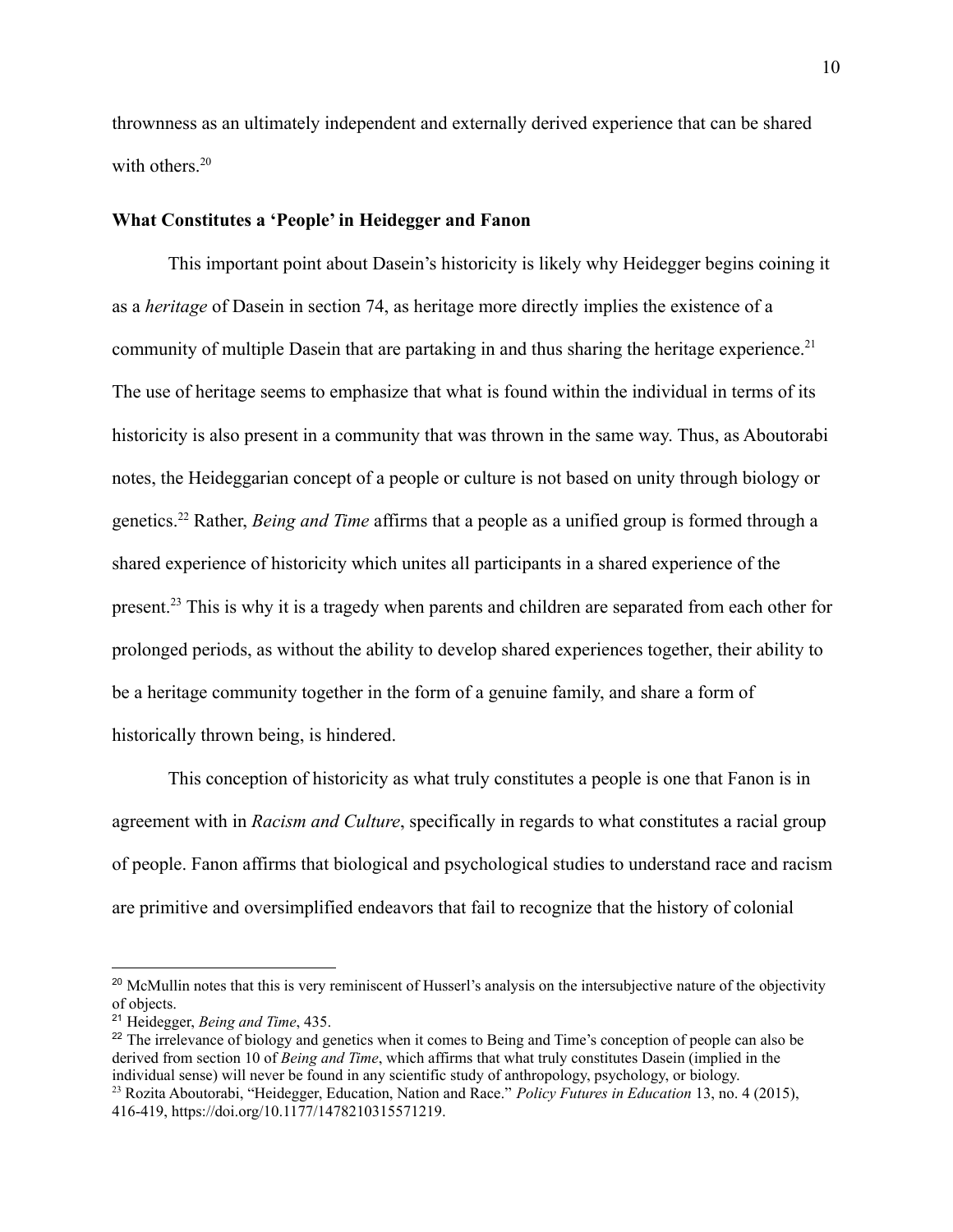thrownness as an ultimately independent and externally derived experience that can be shared with others.[20]

### What Constitutes a 'People' in Heidegger and Fanon

This important point about Dasein's historicity is likely why Heidegger begins coining it as a *heritage* of Dasein in section 74, as heritage more directly implies the existence of a community of multiple Dasein that are partaking in and thus sharing the heritage experience.[21] The use of heritage seems to emphasize that what is found within the individual in terms of its historicity is also present in a community that was thrown in the same way. Thus, as Aboutorabi notes, the Heideggarian concept of a people or culture is not based on unity through biology or genetics.[22] Rather, *Being and Time* affirms that a people as a unified group is formed through a shared experience of historicity which unites all participants in a shared experience of the present.[23] This is why it is a tragedy when parents and children are separated from each other for prolonged periods, as without the ability to develop shared experiences together, their ability to be a heritage community together in the form of a genuine family, and share a form of historically thrown being, is hindered.

This conception of historicity as what truly constitutes a people is one that Fanon is in agreement with in *Racism and Culture*, specifically in regards to what constitutes a racial group of people. Fanon affirms that biological and psychological studies to understand race and racism are primitive and oversimplified endeavors that fail to recognize that the history of colonial

---

[20] McMullin notes that this is very reminiscent of Husserl's analysis on the intersubjective nature of the objectivity of objects.

[21] Heidegger, *Being and Time*, 435.

[22] The irrelevance of biology and genetics when it comes to Being and Time's conception of people can also be derived from section 10 of *Being and Time*, which affirms that what truly constitutes Dasein (implied in the individual sense) will never be found in any scientific study of anthropology, psychology, or biology.

[23] Rozita Aboutorabi, "Heidegger, Education, Nation and Race." *Policy Futures in Education* 13, no. 4 (2015), 416-419, https://doi.org/10.1177/1478210315571219.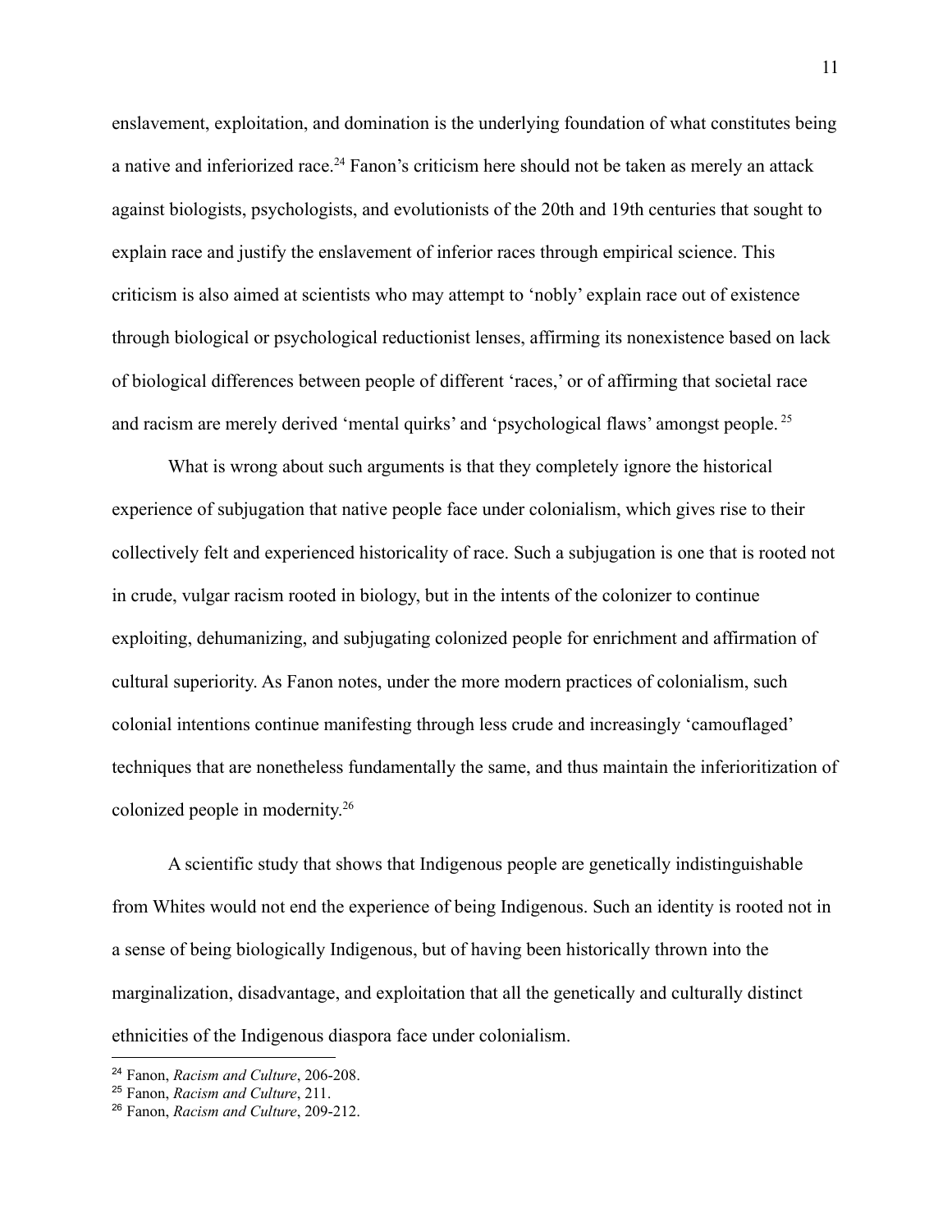enslavement, exploitation, and domination is the underlying foundation of what constitutes being a native and inferiorized race.[24] Fanon's criticism here should not be taken as merely an attack against biologists, psychologists, and evolutionists of the 20th and 19th centuries that sought to explain race and justify the enslavement of inferior races through empirical science. This criticism is also aimed at scientists who may attempt to 'nobly' explain race out of existence through biological or psychological reductionist lenses, affirming its nonexistence based on lack of biological differences between people of different 'races,' or of affirming that societal race and racism are merely derived 'mental quirks' and 'psychological flaws' amongst people.[25]

What is wrong about such arguments is that they completely ignore the historical experience of subjugation that native people face under colonialism, which gives rise to their collectively felt and experienced historicality of race. Such a subjugation is one that is rooted not in crude, vulgar racism rooted in biology, but in the intents of the colonizer to continue exploiting, dehumanizing, and subjugating colonized people for enrichment and affirmation of cultural superiority. As Fanon notes, under the more modern practices of colonialism, such colonial intentions continue manifesting through less crude and increasingly 'camouflaged' techniques that are nonetheless fundamentally the same, and thus maintain the inferioritization of colonized people in modernity.[26]

A scientific study that shows that Indigenous people are genetically indistinguishable from Whites would not end the experience of being Indigenous. Such an identity is rooted not in a sense of being biologically Indigenous, but of having been historically thrown into the marginalization, disadvantage, and exploitation that all the genetically and culturally distinct ethnicities of the Indigenous diaspora face under colonialism.

---

[24] Fanon, *Racism and Culture*, 206-208.

[25] Fanon, *Racism and Culture*, 211.

[26] Fanon, *Racism and Culture*, 209-212.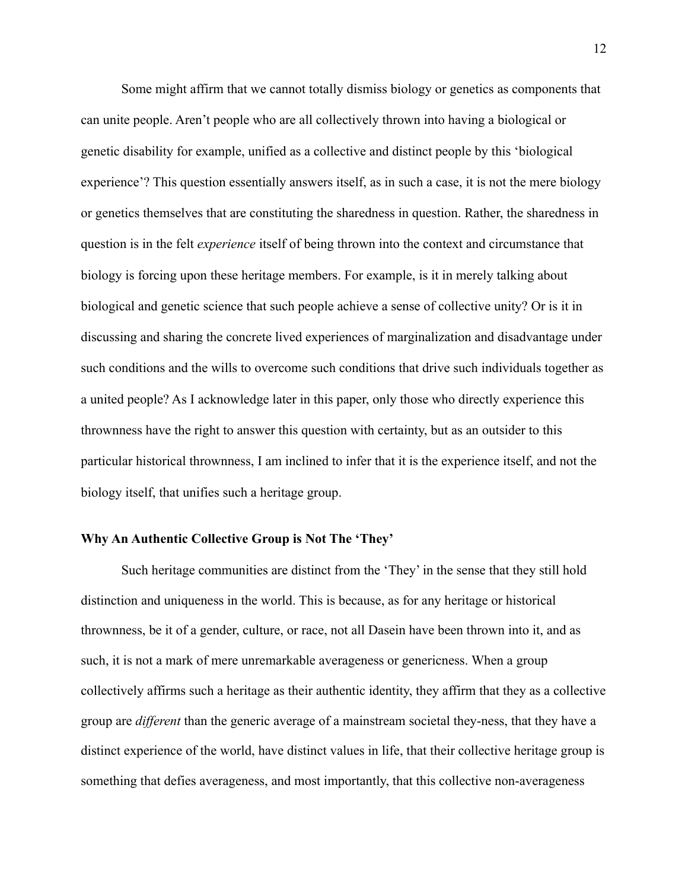Some might affirm that we cannot totally dismiss biology or genetics as components that can unite people. Aren't people who are all collectively thrown into having a biological or genetic disability for example, unified as a collective and distinct people by this 'biological experience'? This question essentially answers itself, as in such a case, it is not the mere biology or genetics themselves that are constituting the sharedness in question. Rather, the sharedness in question is in the felt *experience* itself of being thrown into the context and circumstance that biology is forcing upon these heritage members. For example, is it in merely talking about biological and genetic science that such people achieve a sense of collective unity? Or is it in discussing and sharing the concrete lived experiences of marginalization and disadvantage under such conditions and the wills to overcome such conditions that drive such individuals together as a united people? As I acknowledge later in this paper, only those who directly experience this thrownness have the right to answer this question with certainty, but as an outsider to this particular historical thrownness, I am inclined to infer that it is the experience itself, and not the biology itself, that unifies such a heritage group.

### Why An Authentic Collective Group is Not The 'They'

Such heritage communities are distinct from the 'They' in the sense that they still hold distinction and uniqueness in the world. This is because, as for any heritage or historical thrownness, be it of a gender, culture, or race, not all Dasein have been thrown into it, and as such, it is not a mark of mere unremarkable averageness or genericness. When a group collectively affirms such a heritage as their authentic identity, they affirm that they as a collective group are *different* than the generic average of a mainstream societal they-ness, that they have a distinct experience of the world, have distinct values in life, that their collective heritage group is something that defies averageness, and most importantly, that this collective non-averageness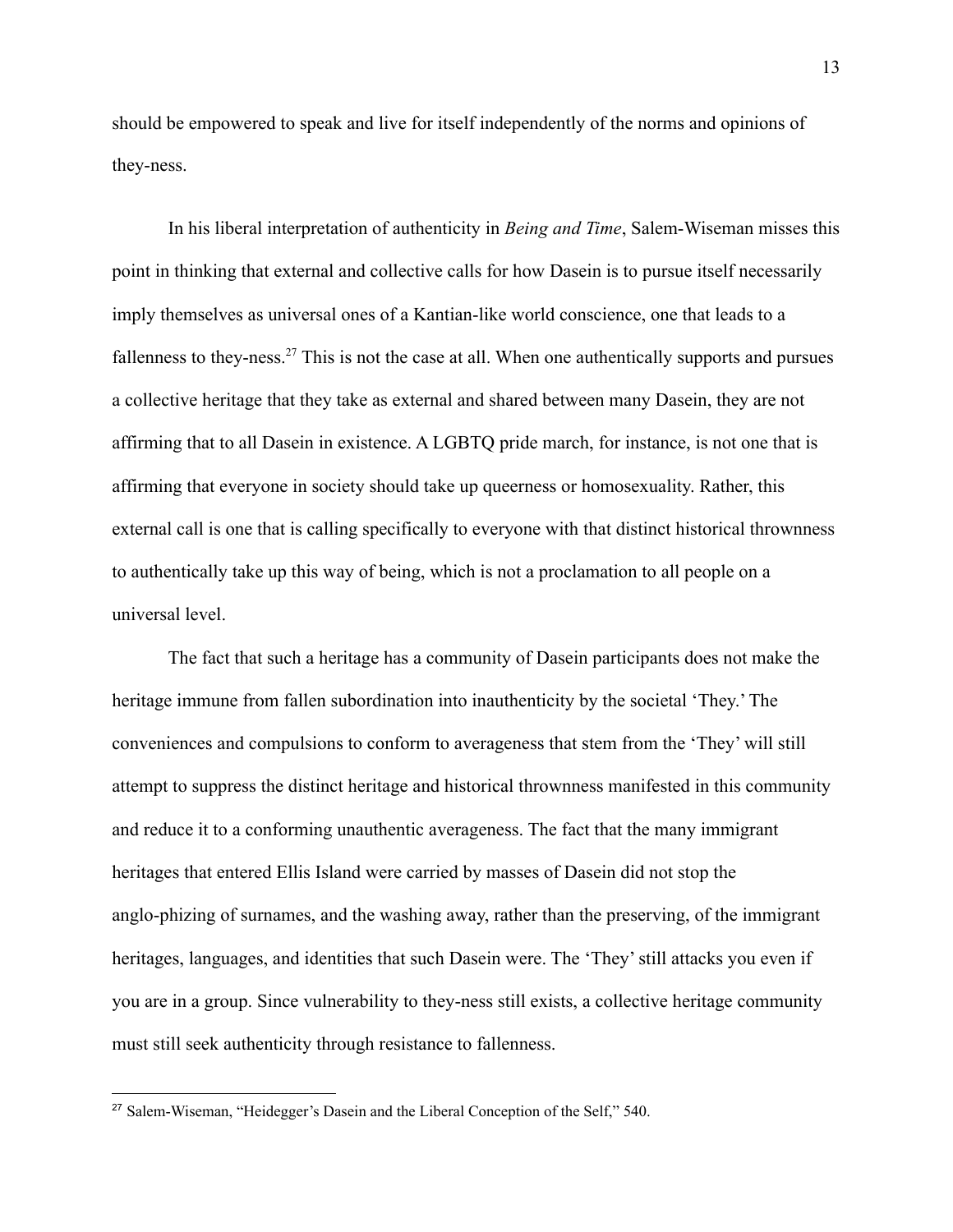should be empowered to speak and live for itself independently of the norms and opinions of they-ness.

In his liberal interpretation of authenticity in *Being and Time*, Salem-Wiseman misses this point in thinking that external and collective calls for how Dasein is to pursue itself necessarily imply themselves as universal ones of a Kantian-like world conscience, one that leads to a fallenness to they-ness.[27] This is not the case at all. When one authentically supports and pursues a collective heritage that they take as external and shared between many Dasein, they are not affirming that to all Dasein in existence. A LGBTQ pride march, for instance, is not one that is affirming that everyone in society should take up queerness or homosexuality. Rather, this external call is one that is calling specifically to everyone with that distinct historical thrownness to authentically take up this way of being, which is not a proclamation to all people on a universal level.

The fact that such a heritage has a community of Dasein participants does not make the heritage immune from fallen subordination into inauthenticity by the societal 'They.' The conveniences and compulsions to conform to averageness that stem from the 'They' will still attempt to suppress the distinct heritage and historical thrownness manifested in this community and reduce it to a conforming unauthentic averageness. The fact that the many immigrant heritages that entered Ellis Island were carried by masses of Dasein did not stop the anglo-phizing of surnames, and the washing away, rather than the preserving, of the immigrant heritages, languages, and identities that such Dasein were. The 'They' still attacks you even if you are in a group. Since vulnerability to they-ness still exists, a collective heritage community must still seek authenticity through resistance to fallenness.

[27] Salem-Wiseman, "Heidegger's Dasein and the Liberal Conception of the Self," 540.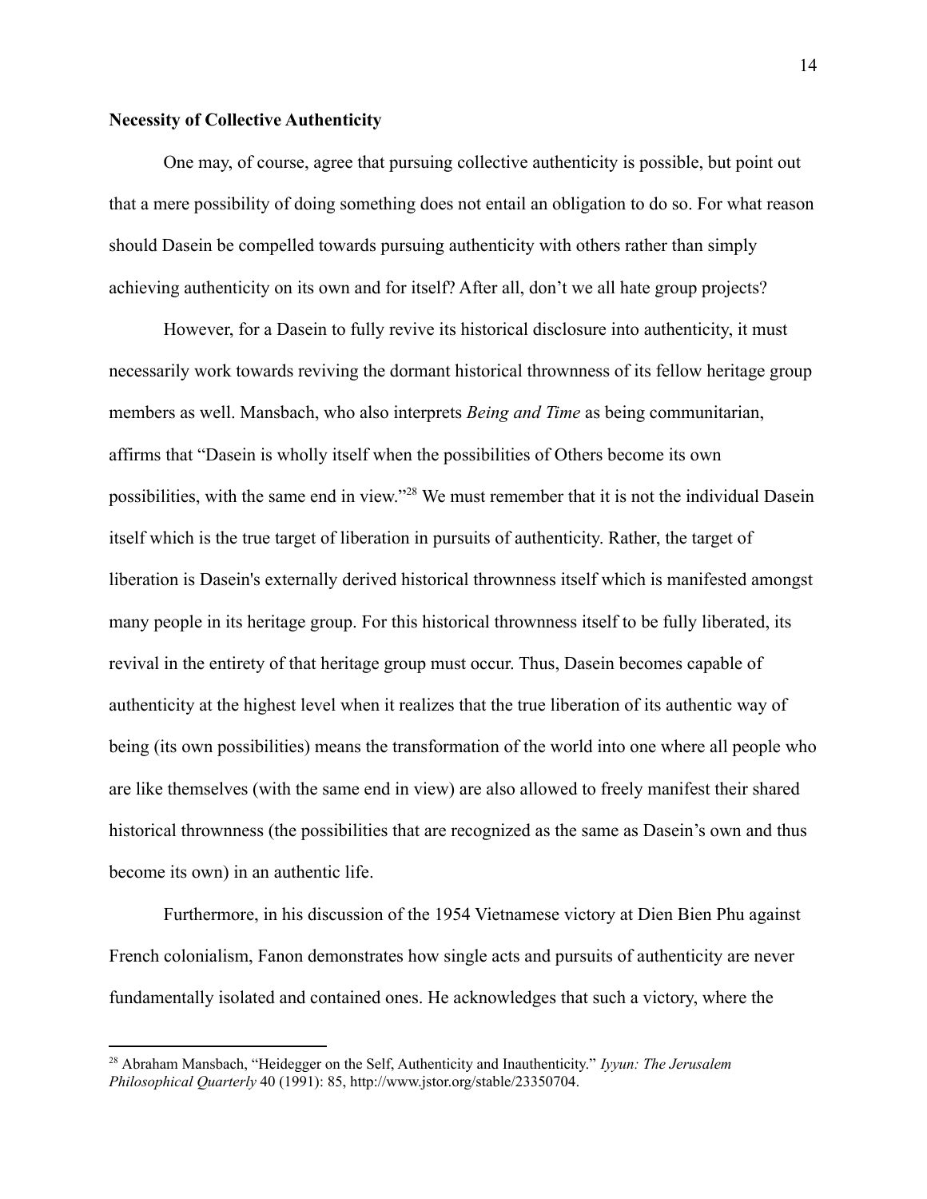**Necessity of Collective Authenticity**

One may, of course, agree that pursuing collective authenticity is possible, but point out that a mere possibility of doing something does not entail an obligation to do so. For what reason should Dasein be compelled towards pursuing authenticity with others rather than simply achieving authenticity on its own and for itself? After all, don't we all hate group projects?

However, for a Dasein to fully revive its historical disclosure into authenticity, it must necessarily work towards reviving the dormant historical thrownness of its fellow heritage group members as well. Mansbach, who also interprets *Being and Time* as being communitarian, affirms that "Dasein is wholly itself when the possibilities of Others become its own possibilities, with the same end in view."[28] We must remember that it is not the individual Dasein itself which is the true target of liberation in pursuits of authenticity. Rather, the target of liberation is Dasein's externally derived historical thrownness itself which is manifested amongst many people in its heritage group. For this historical thrownness itself to be fully liberated, its revival in the entirety of that heritage group must occur. Thus, Dasein becomes capable of authenticity at the highest level when it realizes that the true liberation of its authentic way of being (its own possibilities) means the transformation of the world into one where all people who are like themselves (with the same end in view) are also allowed to freely manifest their shared historical thrownness (the possibilities that are recognized as the same as Dasein's own and thus become its own) in an authentic life.

Furthermore, in his discussion of the 1954 Vietnamese victory at Dien Bien Phu against French colonialism, Fanon demonstrates how single acts and pursuits of authenticity are never fundamentally isolated and contained ones. He acknowledges that such a victory, where the

[28] Abraham Mansbach, "Heidegger on the Self, Authenticity and Inauthenticity." *Iyyun: The Jerusalem Philosophical Quarterly* 40 (1991): 85, http://www.jstor.org/stable/23350704.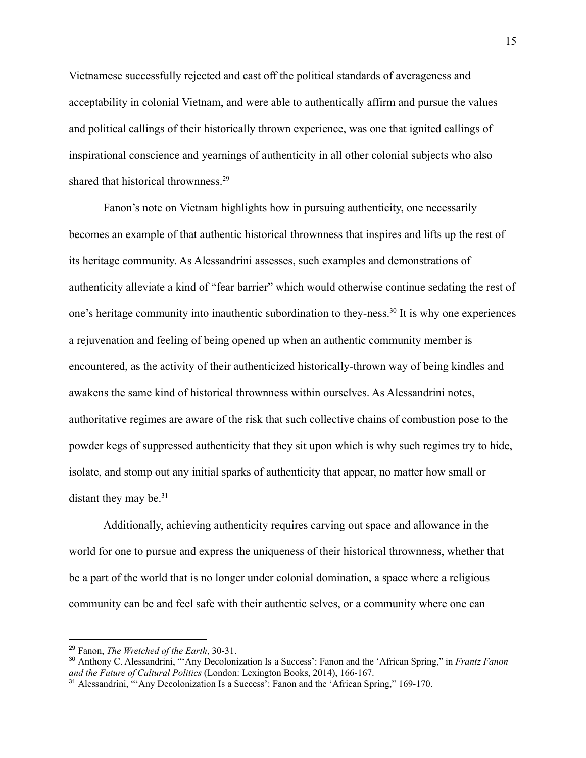Vietnamese successfully rejected and cast off the political standards of averageness and acceptability in colonial Vietnam, and were able to authentically affirm and pursue the values and political callings of their historically thrown experience, was one that ignited callings of inspirational conscience and yearnings of authenticity in all other colonial subjects who also shared that historical thrownness.[29]

Fanon's note on Vietnam highlights how in pursuing authenticity, one necessarily becomes an example of that authentic historical thrownness that inspires and lifts up the rest of its heritage community. As Alessandrini assesses, such examples and demonstrations of authenticity alleviate a kind of "fear barrier" which would otherwise continue sedating the rest of one's heritage community into inauthentic subordination to they-ness.[30] It is why one experiences a rejuvenation and feeling of being opened up when an authentic community member is encountered, as the activity of their authenticized historically-thrown way of being kindles and awakens the same kind of historical thrownness within ourselves. As Alessandrini notes, authoritative regimes are aware of the risk that such collective chains of combustion pose to the powder kegs of suppressed authenticity that they sit upon which is why such regimes try to hide, isolate, and stomp out any initial sparks of authenticity that appear, no matter how small or distant they may be.[31]

Additionally, achieving authenticity requires carving out space and allowance in the world for one to pursue and express the uniqueness of their historical thrownness, whether that be a part of the world that is no longer under colonial domination, a space where a religious community can be and feel safe with their authentic selves, or a community where one can

---

[29] Fanon, *The Wretched of the Earth*, 30-31.

[30] Anthony C. Alessandrini, "'Any Decolonization Is a Success': Fanon and the 'African Spring,'" in *Frantz Fanon and the Future of Cultural Politics* (London: Lexington Books, 2014), 166-167.

[31] Alessandrini, "'Any Decolonization Is a Success': Fanon and the 'African Spring,'" 169-170.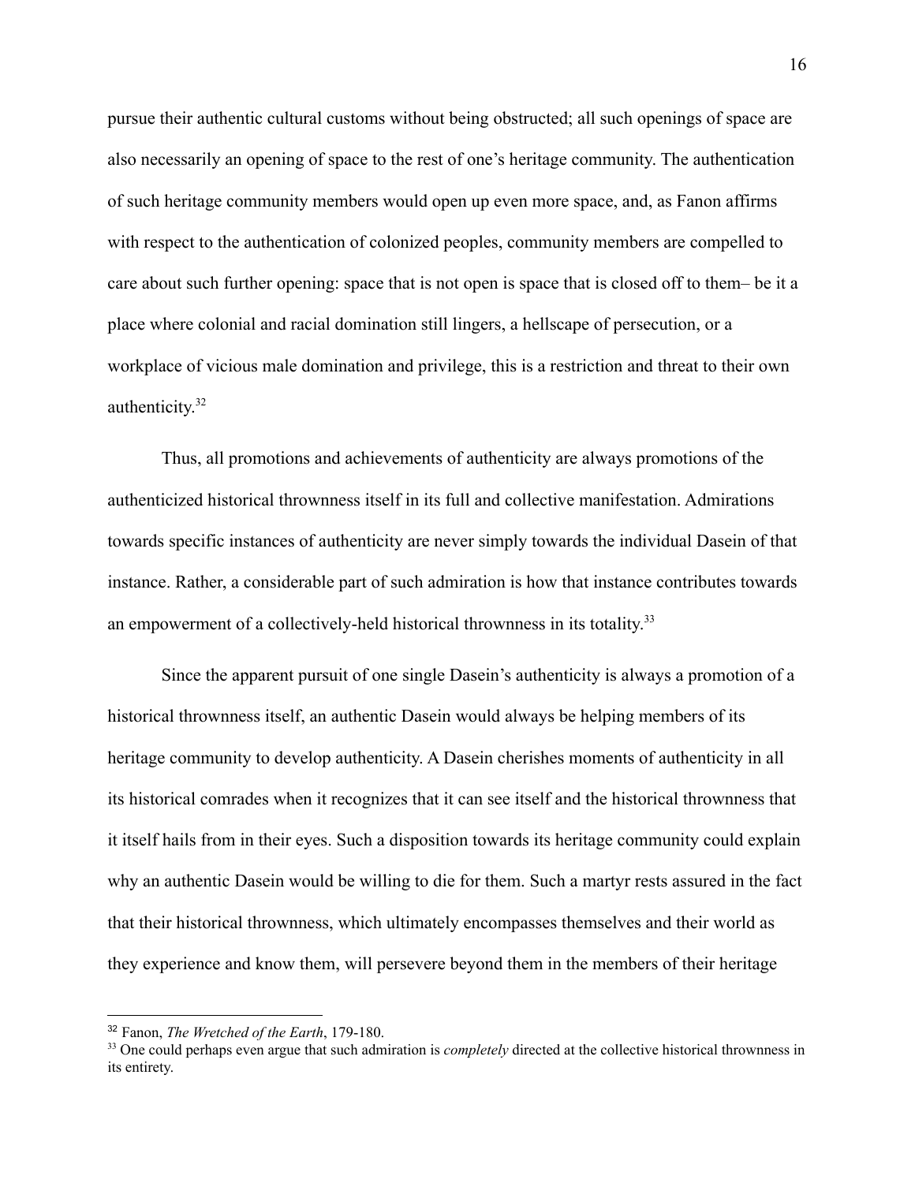pursue their authentic cultural customs without being obstructed; all such openings of space are also necessarily an opening of space to the rest of one's heritage community. The authentication of such heritage community members would open up even more space, and, as Fanon affirms with respect to the authentication of colonized peoples, community members are compelled to care about such further opening: space that is not open is space that is closed off to them– be it a place where colonial and racial domination still lingers, a hellscape of persecution, or a workplace of vicious male domination and privilege, this is a restriction and threat to their own authenticity.[32]

Thus, all promotions and achievements of authenticity are always promotions of the authenticized historical thrownness itself in its full and collective manifestation. Admirations towards specific instances of authenticity are never simply towards the individual Dasein of that instance. Rather, a considerable part of such admiration is how that instance contributes towards an empowerment of a collectively-held historical thrownness in its totality.[33]

Since the apparent pursuit of one single Dasein's authenticity is always a promotion of a historical thrownness itself, an authentic Dasein would always be helping members of its heritage community to develop authenticity. A Dasein cherishes moments of authenticity in all its historical comrades when it recognizes that it can see itself and the historical thrownness that it itself hails from in their eyes. Such a disposition towards its heritage community could explain why an authentic Dasein would be willing to die for them. Such a martyr rests assured in the fact that their historical thrownness, which ultimately encompasses themselves and their world as they experience and know them, will persevere beyond them in the members of their heritage

---

[32] Fanon, *The Wretched of the Earth*, 179-180.

[33] One could perhaps even argue that such admiration is *completely* directed at the collective historical thrownness in its entirety.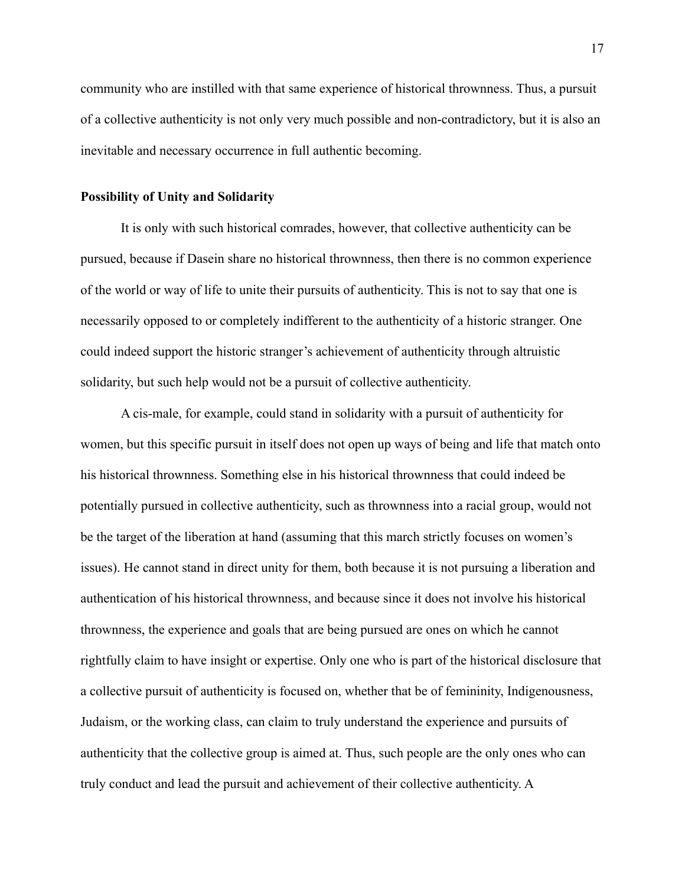community who are instilled with that same experience of historical thrownness. Thus, a pursuit of a collective authenticity is not only very much possible and non-contradictory, but it is also an inevitable and necessary occurrence in full authentic becoming.

### Possibility of Unity and Solidarity

It is only with such historical comrades, however, that collective authenticity can be pursued, because if Dasein share no historical thrownness, then there is no common experience of the world or way of life to unite their pursuits of authenticity. This is not to say that one is necessarily opposed to or completely indifferent to the authenticity of a historic stranger. One could indeed support the historic stranger's achievement of authenticity through altruistic solidarity, but such help would not be a pursuit of collective authenticity.

A cis-male, for example, could stand in solidarity with a pursuit of authenticity for women, but this specific pursuit in itself does not open up ways of being and life that match onto his historical thrownness. Something else in his historical thrownness that could indeed be potentially pursued in collective authenticity, such as thrownness into a racial group, would not be the target of the liberation at hand (assuming that this march strictly focuses on women's issues). He cannot stand in direct unity for them, both because it is not pursuing a liberation and authentication of his historical thrownness, and because since it does not involve his historical thrownness, the experience and goals that are being pursued are ones on which he cannot rightfully claim to have insight or expertise. Only one who is part of the historical disclosure that a collective pursuit of authenticity is focused on, whether that be of femininity, Indigenousness, Judaism, or the working class, can claim to truly understand the experience and pursuits of authenticity that the collective group is aimed at. Thus, such people are the only ones who can truly conduct and lead the pursuit and achievement of their collective authenticity. A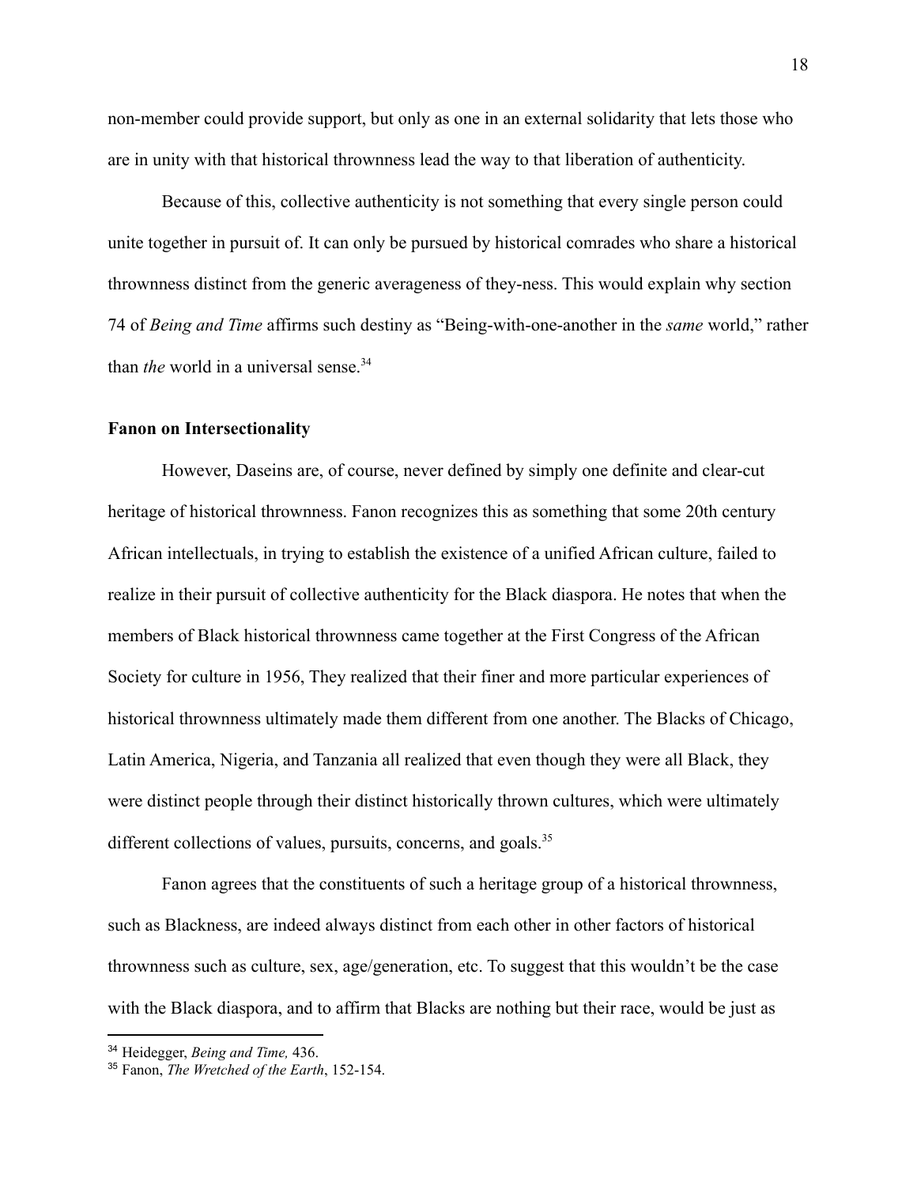non-member could provide support, but only as one in an external solidarity that lets those who are in unity with that historical thrownness lead the way to that liberation of authenticity.

Because of this, collective authenticity is not something that every single person could unite together in pursuit of. It can only be pursued by historical comrades who share a historical thrownness distinct from the generic averageness of they-ness. This would explain why section 74 of *Being and Time* affirms such destiny as "Being-with-one-another in the *same* world," rather than *the* world in a universal sense.[34]

### Fanon on Intersectionality

However, Daseins are, of course, never defined by simply one definite and clear-cut heritage of historical thrownness. Fanon recognizes this as something that some 20th century African intellectuals, in trying to establish the existence of a unified African culture, failed to realize in their pursuit of collective authenticity for the Black diaspora. He notes that when the members of Black historical thrownness came together at the First Congress of the African Society for culture in 1956, They realized that their finer and more particular experiences of historical thrownness ultimately made them different from one another. The Blacks of Chicago, Latin America, Nigeria, and Tanzania all realized that even though they were all Black, they were distinct people through their distinct historically thrown cultures, which were ultimately different collections of values, pursuits, concerns, and goals.[35]

Fanon agrees that the constituents of such a heritage group of a historical thrownness, such as Blackness, are indeed always distinct from each other in other factors of historical thrownness such as culture, sex, age/generation, etc. To suggest that this wouldn't be the case with the Black diaspora, and to affirm that Blacks are nothing but their race, would be just as

---

[34] Heidegger, *Being and Time,* 436.

[35] Fanon, *The Wretched of the Earth*, 152-154.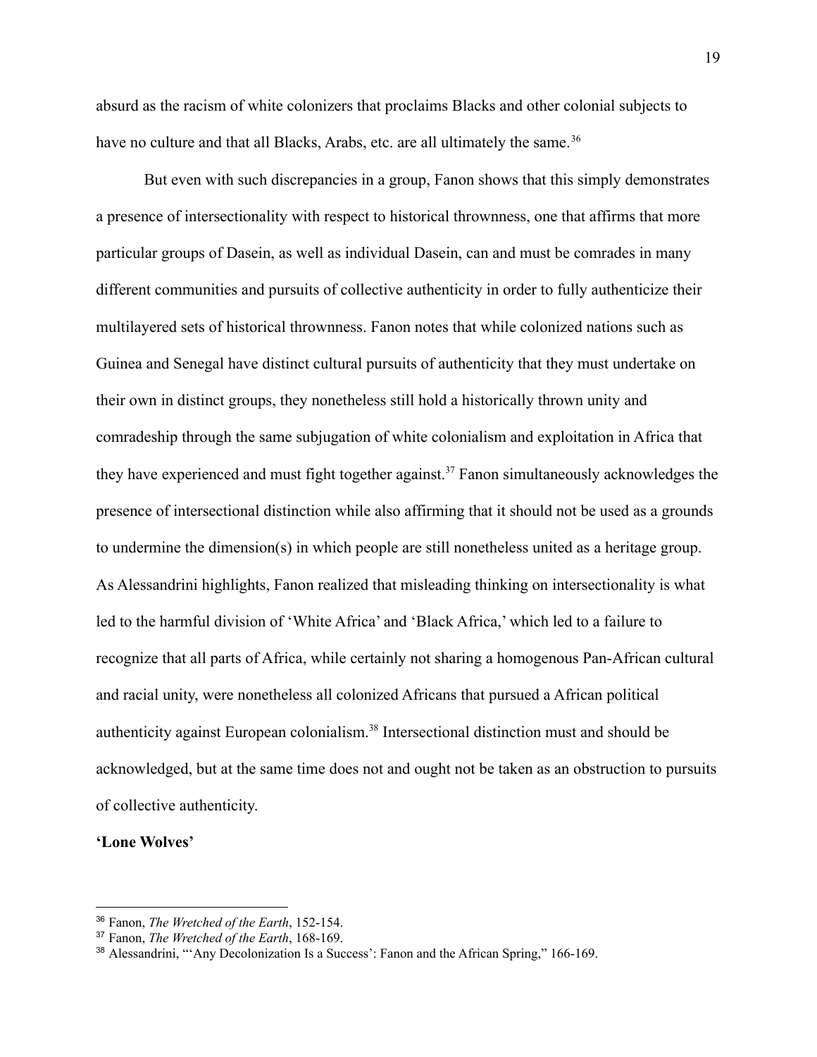absurd as the racism of white colonizers that proclaims Blacks and other colonial subjects to have no culture and that all Blacks, Arabs, etc. are all ultimately the same.[36]

But even with such discrepancies in a group, Fanon shows that this simply demonstrates a presence of intersectionality with respect to historical thrownness, one that affirms that more particular groups of Dasein, as well as individual Dasein, can and must be comrades in many different communities and pursuits of collective authenticity in order to fully authenticize their multilayered sets of historical thrownness. Fanon notes that while colonized nations such as Guinea and Senegal have distinct cultural pursuits of authenticity that they must undertake on their own in distinct groups, they nonetheless still hold a historically thrown unity and comradeship through the same subjugation of white colonialism and exploitation in Africa that they have experienced and must fight together against.[37] Fanon simultaneously acknowledges the presence of intersectional distinction while also affirming that it should not be used as a grounds to undermine the dimension(s) in which people are still nonetheless united as a heritage group. As Alessandrini highlights, Fanon realized that misleading thinking on intersectionality is what led to the harmful division of 'White Africa' and 'Black Africa,' which led to a failure to recognize that all parts of Africa, while certainly not sharing a homogenous Pan-African cultural and racial unity, were nonetheless all colonized Africans that pursued a African political authenticity against European colonialism.[38] Intersectional distinction must and should be acknowledged, but at the same time does not and ought not be taken as an obstruction to pursuits of collective authenticity.

**'Lone Wolves'**

---

[36] Fanon, *The Wretched of the Earth*, 152-154.

[37] Fanon, *The Wretched of the Earth*, 168-169.

[38] Alessandrini, "'Any Decolonization Is a Success': Fanon and the African Spring," 166-169.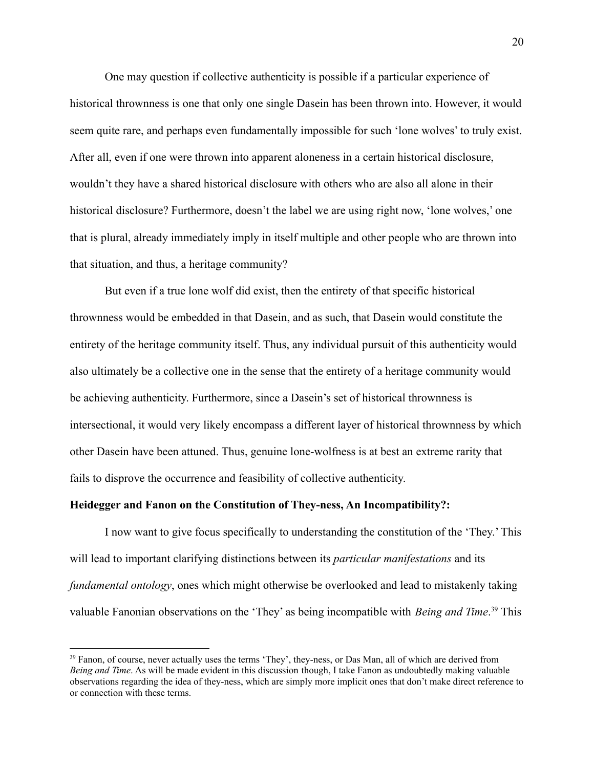One may question if collective authenticity is possible if a particular experience of historical thrownness is one that only one single Dasein has been thrown into. However, it would seem quite rare, and perhaps even fundamentally impossible for such 'lone wolves' to truly exist. After all, even if one were thrown into apparent aloneness in a certain historical disclosure, wouldn't they have a shared historical disclosure with others who are also all alone in their historical disclosure? Furthermore, doesn't the label we are using right now, 'lone wolves,' one that is plural, already immediately imply in itself multiple and other people who are thrown into that situation, and thus, a heritage community?

But even if a true lone wolf did exist, then the entirety of that specific historical thrownness would be embedded in that Dasein, and as such, that Dasein would constitute the entirety of the heritage community itself. Thus, any individual pursuit of this authenticity would also ultimately be a collective one in the sense that the entirety of a heritage community would be achieving authenticity. Furthermore, since a Dasein's set of historical thrownness is intersectional, it would very likely encompass a different layer of historical thrownness by which other Dasein have been attuned. Thus, genuine lone-wolfness is at best an extreme rarity that fails to disprove the occurrence and feasibility of collective authenticity.

**Heidegger and Fanon on the Constitution of They-ness, An Incompatibility?:**

I now want to give focus specifically to understanding the constitution of the 'They.' This will lead to important clarifying distinctions between its *particular manifestations* and its *fundamental ontology*, ones which might otherwise be overlooked and lead to mistakenly taking valuable Fanonian observations on the 'They' as being incompatible with *Being and Time*.[39] This

[39] Fanon, of course, never actually uses the terms 'They', they-ness, or Das Man, all of which are derived from *Being and Time*. As will be made evident in this discussion though, I take Fanon as undoubtedly making valuable observations regarding the idea of they-ness, which are simply more implicit ones that don't make direct reference to or connection with these terms.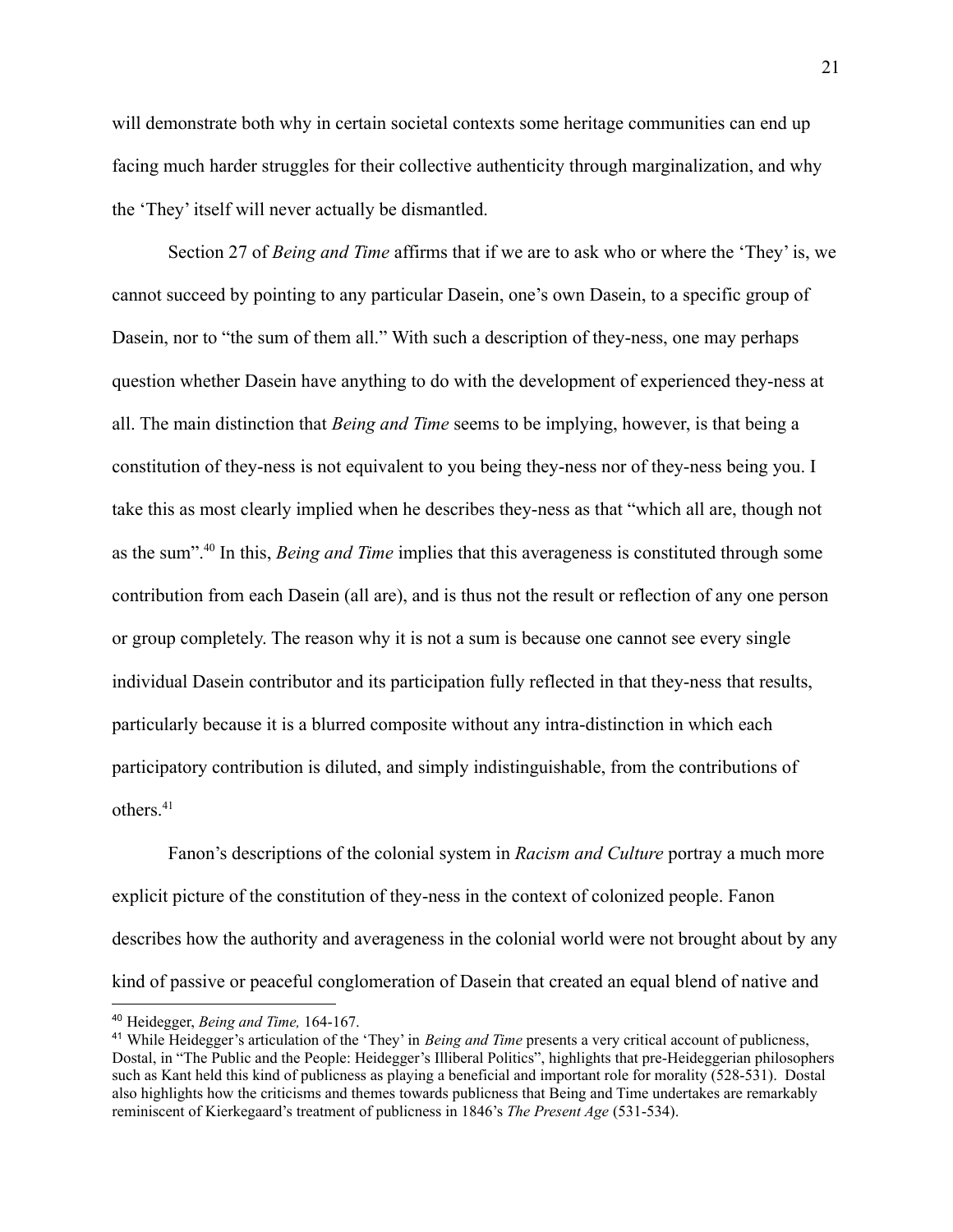will demonstrate both why in certain societal contexts some heritage communities can end up facing much harder struggles for their collective authenticity through marginalization, and why the 'They' itself will never actually be dismantled.

Section 27 of *Being and Time* affirms that if we are to ask who or where the 'They' is, we cannot succeed by pointing to any particular Dasein, one's own Dasein, to a specific group of Dasein, nor to "the sum of them all." With such a description of they-ness, one may perhaps question whether Dasein have anything to do with the development of experienced they-ness at all. The main distinction that *Being and Time* seems to be implying, however, is that being a constitution of they-ness is not equivalent to you being they-ness nor of they-ness being you. I take this as most clearly implied when he describes they-ness as that "which all are, though not as the sum".[40] In this, *Being and Time* implies that this averageness is constituted through some contribution from each Dasein (all are), and is thus not the result or reflection of any one person or group completely. The reason why it is not a sum is because one cannot see every single individual Dasein contributor and its participation fully reflected in that they-ness that results, particularly because it is a blurred composite without any intra-distinction in which each participatory contribution is diluted, and simply indistinguishable, from the contributions of others.[41]

Fanon's descriptions of the colonial system in *Racism and Culture* portray a much more explicit picture of the constitution of they-ness in the context of colonized people. Fanon describes how the authority and averageness in the colonial world were not brought about by any kind of passive or peaceful conglomeration of Dasein that created an equal blend of native and

---

[40] Heidegger, *Being and Time,* 164-167.

[41] While Heidegger's articulation of the 'They' in *Being and Time* presents a very critical account of publicness, Dostal, in "The Public and the People: Heidegger's Illiberal Politics", highlights that pre-Heideggerian philosophers such as Kant held this kind of publicness as playing a beneficial and important role for morality (528-531). Dostal also highlights how the criticisms and themes towards publicness that Being and Time undertakes are remarkably reminiscent of Kierkegaard's treatment of publicness in 1846's *The Present Age* (531-534).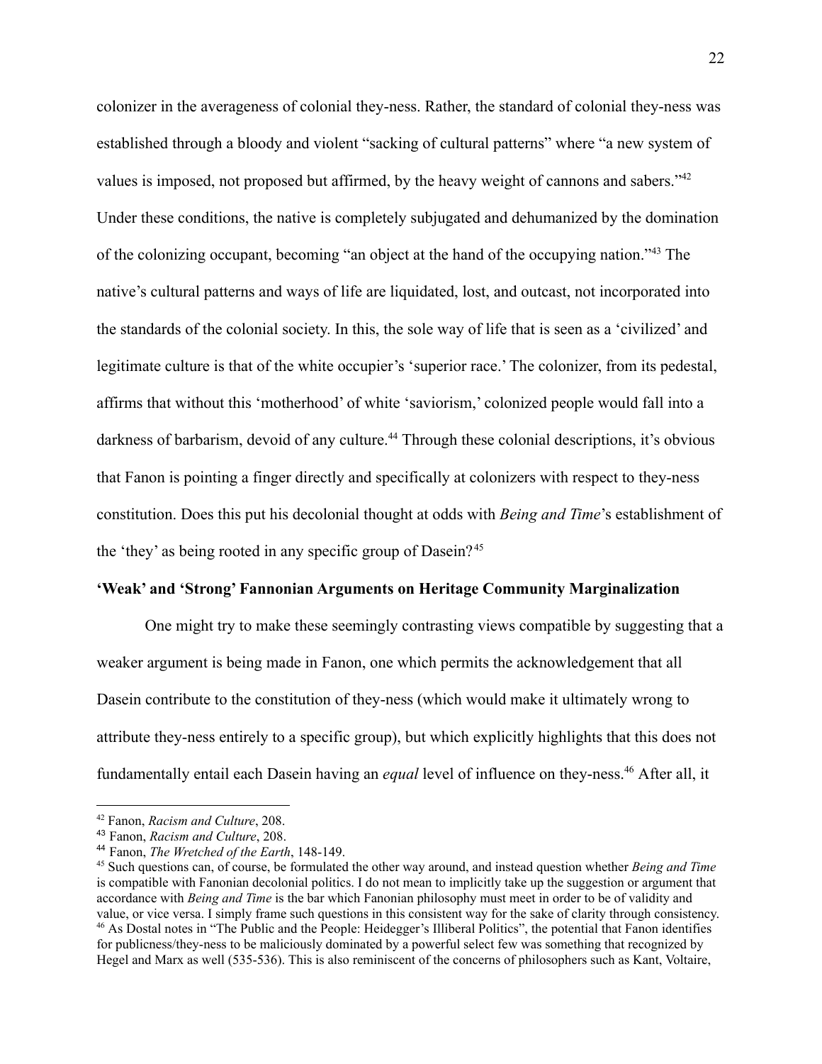colonizer in the averageness of colonial they-ness. Rather, the standard of colonial they-ness was established through a bloody and violent "sacking of cultural patterns" where "a new system of values is imposed, not proposed but affirmed, by the heavy weight of cannons and sabers."[42] Under these conditions, the native is completely subjugated and dehumanized by the domination of the colonizing occupant, becoming "an object at the hand of the occupying nation."[43] The native's cultural patterns and ways of life are liquidated, lost, and outcast, not incorporated into the standards of the colonial society. In this, the sole way of life that is seen as a 'civilized' and legitimate culture is that of the white occupier's 'superior race.' The colonizer, from its pedestal, affirms that without this 'motherhood' of white 'saviorism,' colonized people would fall into a darkness of barbarism, devoid of any culture.[44] Through these colonial descriptions, it's obvious that Fanon is pointing a finger directly and specifically at colonizers with respect to they-ness constitution. Does this put his decolonial thought at odds with *Being and Time*'s establishment of the 'they' as being rooted in any specific group of Dasein?[45]

**'Weak' and 'Strong' Fannonian Arguments on Heritage Community Marginalization**

One might try to make these seemingly contrasting views compatible by suggesting that a weaker argument is being made in Fanon, one which permits the acknowledgement that all Dasein contribute to the constitution of they-ness (which would make it ultimately wrong to attribute they-ness entirely to a specific group), but which explicitly highlights that this does not fundamentally entail each Dasein having an *equal* level of influence on they-ness.[46] After all, it

---

[42] Fanon, *Racism and Culture*, 208.

[43] Fanon, *Racism and Culture*, 208.

[44] Fanon, *The Wretched of the Earth*, 148-149.

[45] Such questions can, of course, be formulated the other way around, and instead question whether *Being and Time* is compatible with Fanonian decolonial politics. I do not mean to implicitly take up the suggestion or argument that accordance with *Being and Time* is the bar which Fanonian philosophy must meet in order to be of validity and value, or vice versa. I simply frame such questions in this consistent way for the sake of clarity through consistency.

[46] As Dostal notes in "The Public and the People: Heidegger's Illiberal Politics", the potential that Fanon identifies for publicness/they-ness to be maliciously dominated by a powerful select few was something that recognized by Hegel and Marx as well (535-536). This is also reminiscent of the concerns of philosophers such as Kant, Voltaire,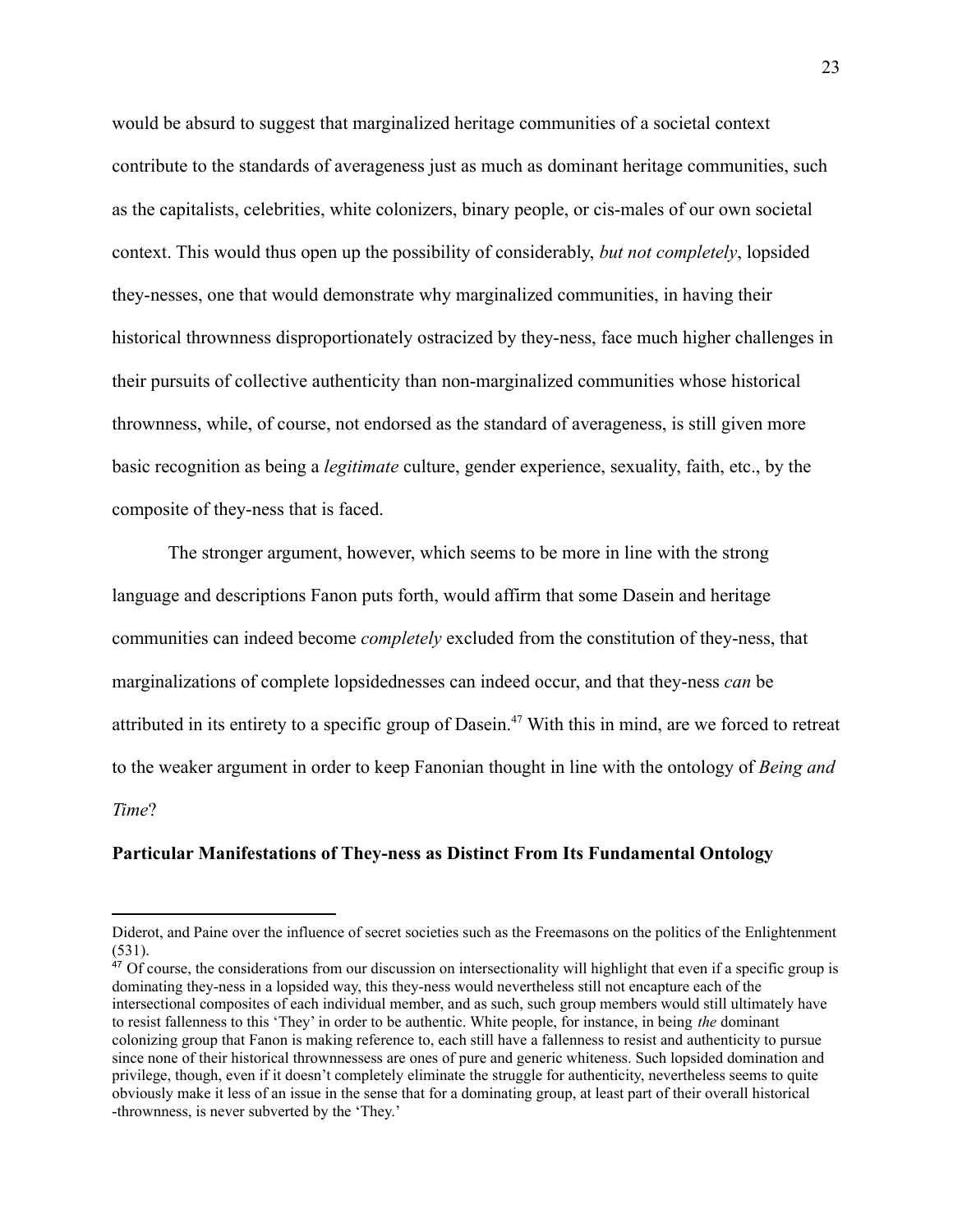would be absurd to suggest that marginalized heritage communities of a societal context contribute to the standards of averageness just as much as dominant heritage communities, such as the capitalists, celebrities, white colonizers, binary people, or cis-males of our own societal context. This would thus open up the possibility of considerably, *but not completely*, lopsided they-nesses, one that would demonstrate why marginalized communities, in having their historical thrownness disproportionately ostracized by they-ness, face much higher challenges in their pursuits of collective authenticity than non-marginalized communities whose historical thrownness, while, of course, not endorsed as the standard of averageness, is still given more basic recognition as being a *legitimate* culture, gender experience, sexuality, faith, etc., by the composite of they-ness that is faced.

The stronger argument, however, which seems to be more in line with the strong language and descriptions Fanon puts forth, would affirm that some Dasein and heritage communities can indeed become *completely* excluded from the constitution of they-ness, that marginalizations of complete lopsidednesses can indeed occur, and that they-ness *can* be attributed in its entirety to a specific group of Dasein.[47] With this in mind, are we forced to retreat to the weaker argument in order to keep Fanonian thought in line with the ontology of *Being and Time*?

**Particular Manifestations of They-ness as Distinct From Its Fundamental Ontology**

---

Diderot, and Paine over the influence of secret societies such as the Freemasons on the politics of the Enlightenment (531).

[47] Of course, the considerations from our discussion on intersectionality will highlight that even if a specific group is dominating they-ness in a lopsided way, this they-ness would nevertheless still not encapture each of the intersectional composites of each individual member, and as such, such group members would still ultimately have to resist fallenness to this 'They' in order to be authentic. White people, for instance, in being *the* dominant colonizing group that Fanon is making reference to, each still have a fallenness to resist and authenticity to pursue since none of their historical thrownnessess are ones of pure and generic whiteness. Such lopsided domination and privilege, though, even if it doesn't completely eliminate the struggle for authenticity, nevertheless seems to quite obviously make it less of an issue in the sense that for a dominating group, at least part of their overall historical -thrownness, is never subverted by the 'They.'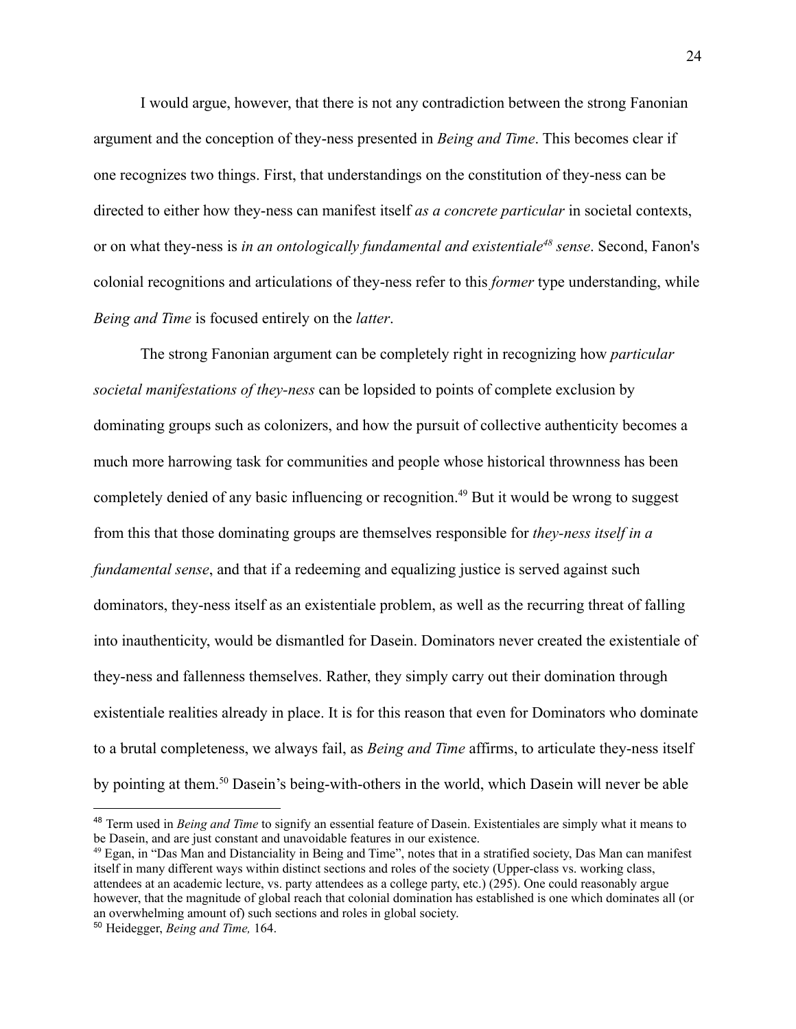I would argue, however, that there is not any contradiction between the strong Fanonian argument and the conception of they-ness presented in *Being and Time*. This becomes clear if one recognizes two things. First, that understandings on the constitution of they-ness can be directed to either how they-ness can manifest itself *as a concrete particular* in societal contexts, or on what they-ness is *in an ontologically fundamental and existentiale[48] sense*. Second, Fanon's colonial recognitions and articulations of they-ness refer to this *former* type understanding, while *Being and Time* is focused entirely on the *latter*.

The strong Fanonian argument can be completely right in recognizing how *particular societal manifestations of they-ness* can be lopsided to points of complete exclusion by dominating groups such as colonizers, and how the pursuit of collective authenticity becomes a much more harrowing task for communities and people whose historical thrownness has been completely denied of any basic influencing or recognition.[49] But it would be wrong to suggest from this that those dominating groups are themselves responsible for *they-ness itself in a fundamental sense*, and that if a redeeming and equalizing justice is served against such dominators, they-ness itself as an existentiale problem, as well as the recurring threat of falling into inauthenticity, would be dismantled for Dasein. Dominators never created the existentiale of they-ness and fallenness themselves. Rather, they simply carry out their domination through existentiale realities already in place. It is for this reason that even for Dominators who dominate to a brutal completeness, we always fail, as *Being and Time* affirms, to articulate they-ness itself by pointing at them.[50] Dasein's being-with-others in the world, which Dasein will never be able

---

[48] Term used in *Being and Time* to signify an essential feature of Dasein. Existentiales are simply what it means to be Dasein, and are just constant and unavoidable features in our existence.

[49] Egan, in "Das Man and Distanciality in Being and Time", notes that in a stratified society, Das Man can manifest itself in many different ways within distinct sections and roles of the society (Upper-class vs. working class, attendees at an academic lecture, vs. party attendees as a college party, etc.) (295). One could reasonably argue however, that the magnitude of global reach that colonial domination has established is one which dominates all (or an overwhelming amount of) such sections and roles in global society.

[50] Heidegger, *Being and Time,* 164.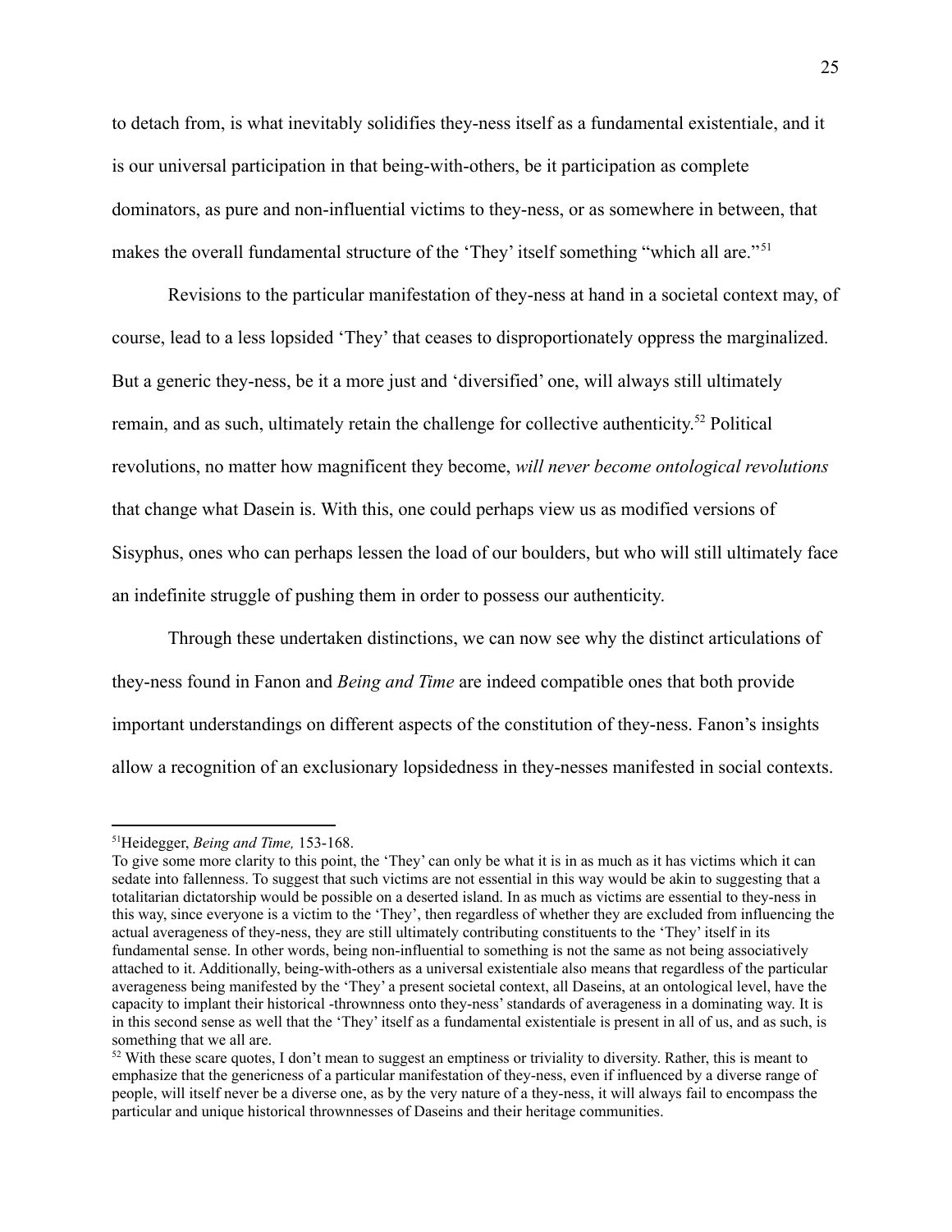to detach from, is what inevitably solidifies they-ness itself as a fundamental existentiale, and it is our universal participation in that being-with-others, be it participation as complete dominators, as pure and non-influential victims to they-ness, or as somewhere in between, that makes the overall fundamental structure of the 'They' itself something "which all are."[51]

Revisions to the particular manifestation of they-ness at hand in a societal context may, of course, lead to a less lopsided 'They' that ceases to disproportionately oppress the marginalized. But a generic they-ness, be it a more just and 'diversified' one, will always still ultimately remain, and as such, ultimately retain the challenge for collective authenticity.[52] Political revolutions, no matter how magnificent they become, *will never become ontological revolutions* that change what Dasein is. With this, one could perhaps view us as modified versions of Sisyphus, ones who can perhaps lessen the load of our boulders, but who will still ultimately face an indefinite struggle of pushing them in order to possess our authenticity.

Through these undertaken distinctions, we can now see why the distinct articulations of they-ness found in Fanon and *Being and Time* are indeed compatible ones that both provide important understandings on different aspects of the constitution of they-ness. Fanon's insights allow a recognition of an exclusionary lopsidedness in they-nesses manifested in social contexts.

---

[51]Heidegger, *Being and Time,* 153-168.
To give some more clarity to this point, the 'They' can only be what it is in as much as it has victims which it can sedate into fallenness. To suggest that such victims are not essential in this way would be akin to suggesting that a totalitarian dictatorship would be possible on a deserted island. In as much as victims are essential to they-ness in this way, since everyone is a victim to the 'They', then regardless of whether they are excluded from influencing the actual averageness of they-ness, they are still ultimately contributing constituents to the 'They' itself in its fundamental sense. In other words, being non-influential to something is not the same as not being associatively attached to it. Additionally, being-with-others as a universal existentiale also means that regardless of the particular averageness being manifested by the 'They' a present societal context, all Daseins, at an ontological level, have the capacity to implant their historical -thrownness onto they-ness' standards of averageness in a dominating way. It is in this second sense as well that the 'They' itself as a fundamental existentiale is present in all of us, and as such, is something that we all are.

[52] With these scare quotes, I don't mean to suggest an emptiness or triviality to diversity. Rather, this is meant to emphasize that the genericness of a particular manifestation of they-ness, even if influenced by a diverse range of people, will itself never be a diverse one, as by the very nature of a they-ness, it will always fail to encompass the particular and unique historical thrownnesses of Daseins and their heritage communities.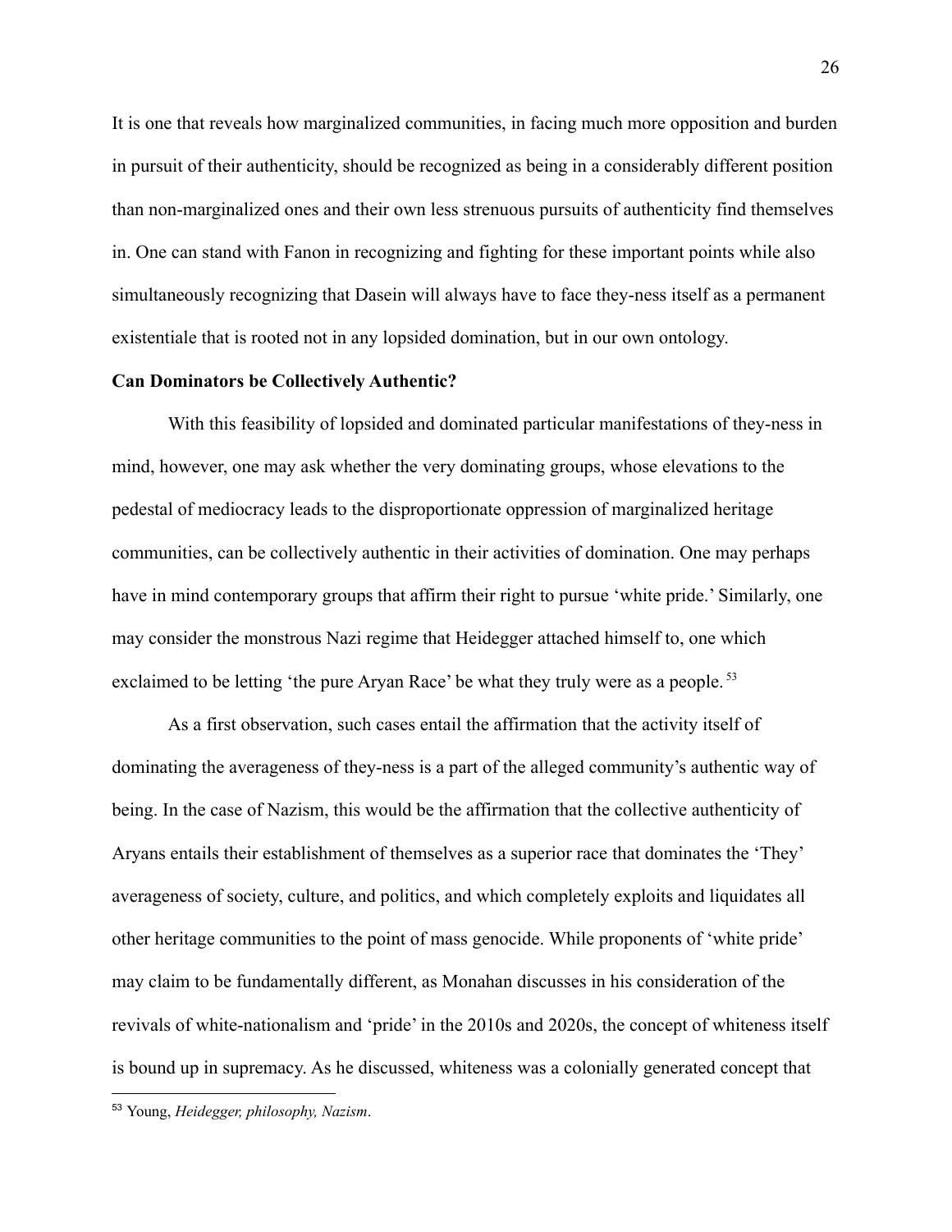It is one that reveals how marginalized communities, in facing much more opposition and burden in pursuit of their authenticity, should be recognized as being in a considerably different position than non-marginalized ones and their own less strenuous pursuits of authenticity find themselves in. One can stand with Fanon in recognizing and fighting for these important points while also simultaneously recognizing that Dasein will always have to face they-ness itself as a permanent existentiale that is rooted not in any lopsided domination, but in our own ontology.

**Can Dominators be Collectively Authentic?**

With this feasibility of lopsided and dominated particular manifestations of they-ness in mind, however, one may ask whether the very dominating groups, whose elevations to the pedestal of mediocracy leads to the disproportionate oppression of marginalized heritage communities, can be collectively authentic in their activities of domination. One may perhaps have in mind contemporary groups that affirm their right to pursue 'white pride.' Similarly, one may consider the monstrous Nazi regime that Heidegger attached himself to, one which exclaimed to be letting 'the pure Aryan Race' be what they truly were as a people. [53]

As a first observation, such cases entail the affirmation that the activity itself of dominating the averageness of they-ness is a part of the alleged community's authentic way of being. In the case of Nazism, this would be the affirmation that the collective authenticity of Aryans entails their establishment of themselves as a superior race that dominates the 'They' averageness of society, culture, and politics, and which completely exploits and liquidates all other heritage communities to the point of mass genocide. While proponents of 'white pride' may claim to be fundamentally different, as Monahan discusses in his consideration of the revivals of white-nationalism and 'pride' in the 2010s and 2020s, the concept of whiteness itself is bound up in supremacy. As he discussed, whiteness was a colonially generated concept that

[53] Young, *Heidegger, philosophy, Nazism*.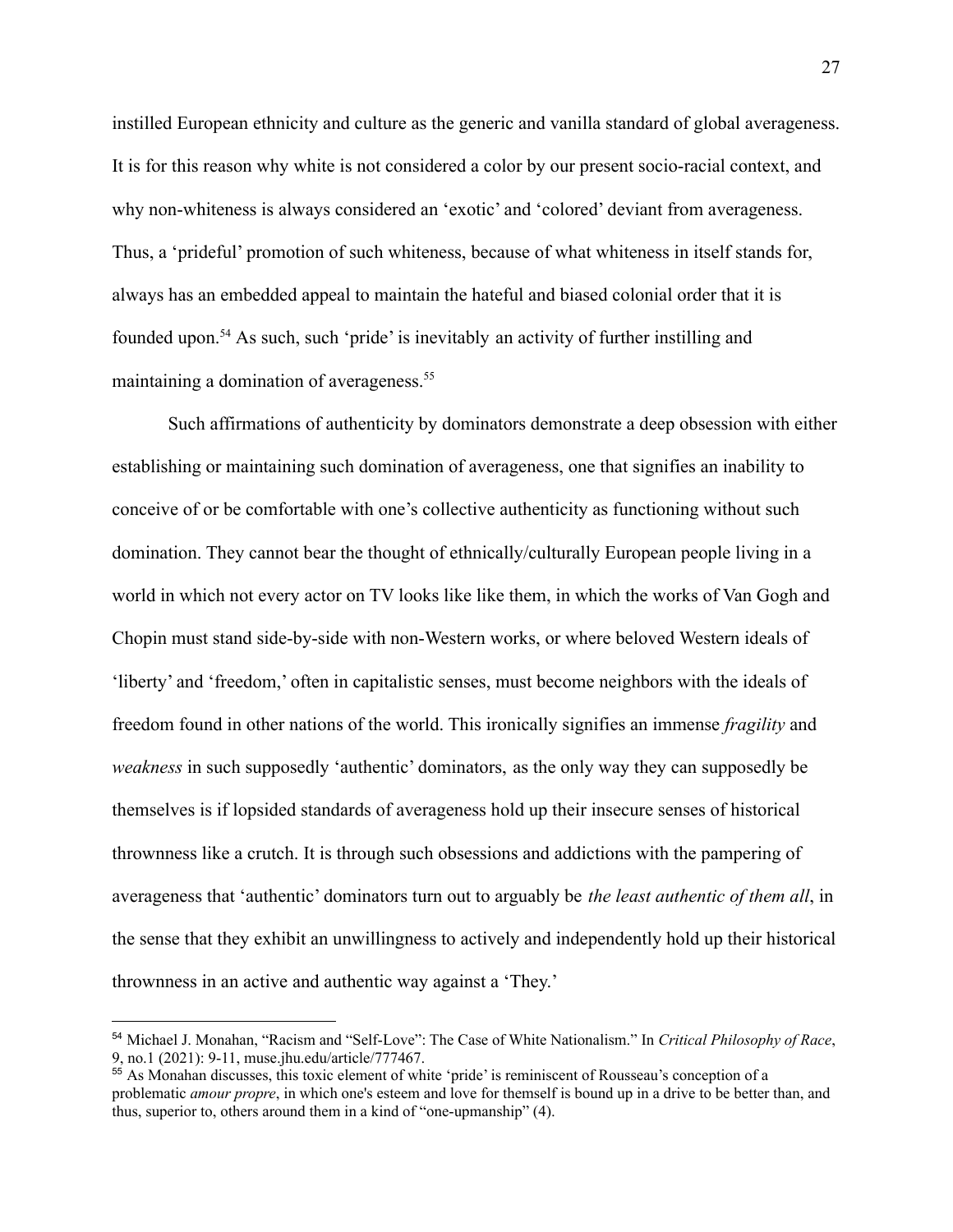instilled European ethnicity and culture as the generic and vanilla standard of global averageness. It is for this reason why white is not considered a color by our present socio-racial context, and why non-whiteness is always considered an 'exotic' and 'colored' deviant from averageness. Thus, a 'prideful' promotion of such whiteness, because of what whiteness in itself stands for, always has an embedded appeal to maintain the hateful and biased colonial order that it is founded upon.[54] As such, such 'pride' is inevitably an activity of further instilling and maintaining a domination of averageness.[55]

Such affirmations of authenticity by dominators demonstrate a deep obsession with either establishing or maintaining such domination of averageness, one that signifies an inability to conceive of or be comfortable with one's collective authenticity as functioning without such domination. They cannot bear the thought of ethnically/culturally European people living in a world in which not every actor on TV looks like like them, in which the works of Van Gogh and Chopin must stand side-by-side with non-Western works, or where beloved Western ideals of 'liberty' and 'freedom,' often in capitalistic senses, must become neighbors with the ideals of freedom found in other nations of the world. This ironically signifies an immense *fragility* and *weakness* in such supposedly 'authentic' dominators, as the only way they can supposedly be themselves is if lopsided standards of averageness hold up their insecure senses of historical thrownness like a crutch. It is through such obsessions and addictions with the pampering of averageness that 'authentic' dominators turn out to arguably be *the least authentic of them all*, in the sense that they exhibit an unwillingness to actively and independently hold up their historical thrownness in an active and authentic way against a 'They.'

---

[54] Michael J. Monahan, "Racism and "Self-Love": The Case of White Nationalism." In *Critical Philosophy of Race*, 9, no.1 (2021): 9-11, muse.jhu.edu/article/777467.

[55] As Monahan discusses, this toxic element of white 'pride' is reminiscent of Rousseau's conception of a problematic *amour propre*, in which one's esteem and love for themself is bound up in a drive to be better than, and thus, superior to, others around them in a kind of "one-upmanship" (4).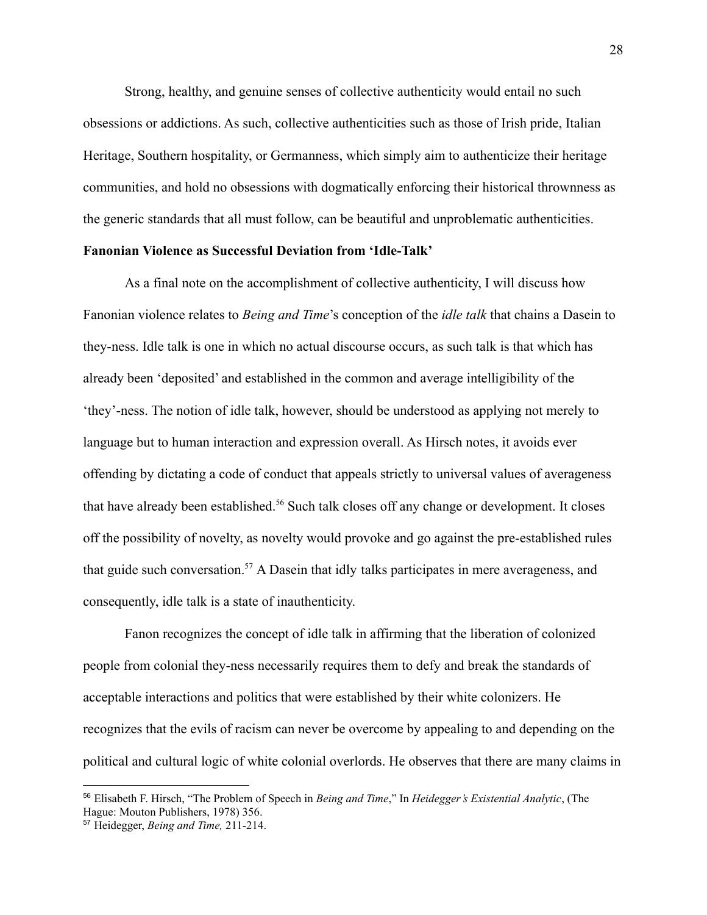Strong, healthy, and genuine senses of collective authenticity would entail no such obsessions or addictions. As such, collective authenticities such as those of Irish pride, Italian Heritage, Southern hospitality, or Germanness, which simply aim to authenticize their heritage communities, and hold no obsessions with dogmatically enforcing their historical thrownness as the generic standards that all must follow, can be beautiful and unproblematic authenticities.

**Fanonian Violence as Successful Deviation from 'Idle-Talk'**

As a final note on the accomplishment of collective authenticity, I will discuss how Fanonian violence relates to *Being and Time*'s conception of the *idle talk* that chains a Dasein to they-ness. Idle talk is one in which no actual discourse occurs, as such talk is that which has already been 'deposited' and established in the common and average intelligibility of the 'they'-ness. The notion of idle talk, however, should be understood as applying not merely to language but to human interaction and expression overall. As Hirsch notes, it avoids ever offending by dictating a code of conduct that appeals strictly to universal values of averageness that have already been established.[56] Such talk closes off any change or development. It closes off the possibility of novelty, as novelty would provoke and go against the pre-established rules that guide such conversation.[57] A Dasein that idly talks participates in mere averageness, and consequently, idle talk is a state of inauthenticity.

Fanon recognizes the concept of idle talk in affirming that the liberation of colonized people from colonial they-ness necessarily requires them to defy and break the standards of acceptable interactions and politics that were established by their white colonizers. He recognizes that the evils of racism can never be overcome by appealing to and depending on the political and cultural logic of white colonial overlords. He observes that there are many claims in

---

[56] Elisabeth F. Hirsch, "The Problem of Speech in *Being and Time*," In *Heidegger's Existential Analytic*, (The Hague: Mouton Publishers, 1978) 356.

[57] Heidegger, *Being and Time,* 211-214.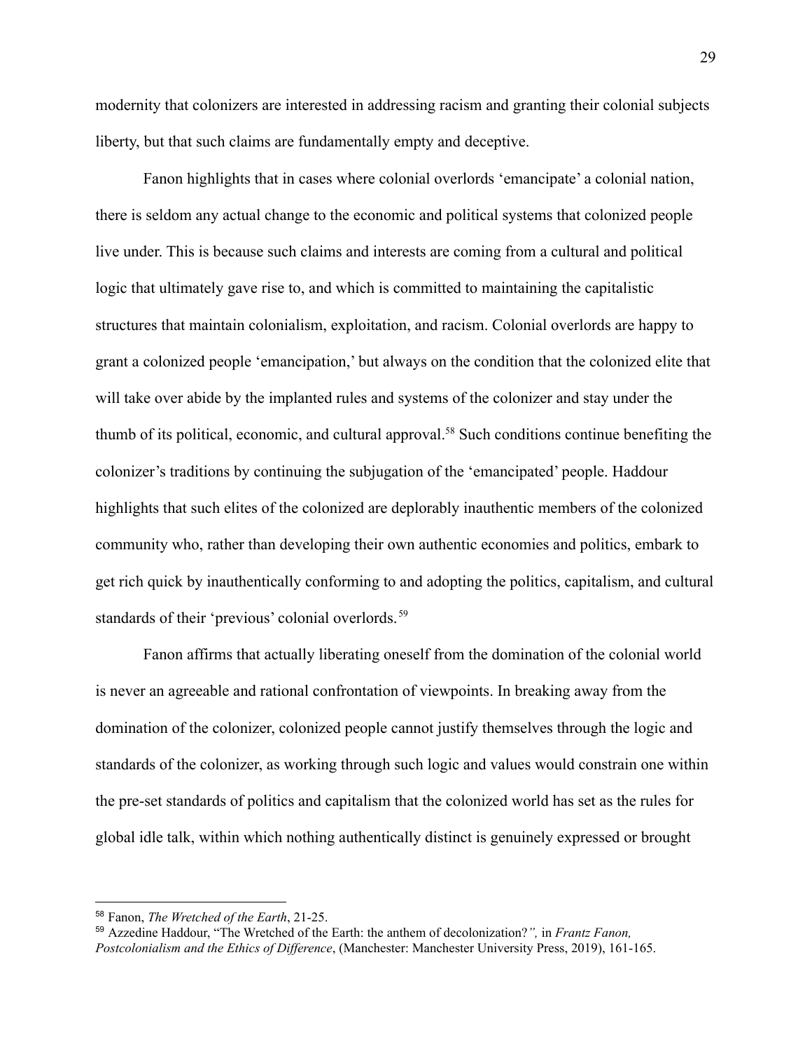modernity that colonizers are interested in addressing racism and granting their colonial subjects liberty, but that such claims are fundamentally empty and deceptive.

Fanon highlights that in cases where colonial overlords 'emancipate' a colonial nation, there is seldom any actual change to the economic and political systems that colonized people live under. This is because such claims and interests are coming from a cultural and political logic that ultimately gave rise to, and which is committed to maintaining the capitalistic structures that maintain colonialism, exploitation, and racism. Colonial overlords are happy to grant a colonized people 'emancipation,' but always on the condition that the colonized elite that will take over abide by the implanted rules and systems of the colonizer and stay under the thumb of its political, economic, and cultural approval.[58] Such conditions continue benefiting the colonizer's traditions by continuing the subjugation of the 'emancipated' people. Haddour highlights that such elites of the colonized are deplorably inauthentic members of the colonized community who, rather than developing their own authentic economies and politics, embark to get rich quick by inauthentically conforming to and adopting the politics, capitalism, and cultural standards of their 'previous' colonial overlords.[59]

Fanon affirms that actually liberating oneself from the domination of the colonial world is never an agreeable and rational confrontation of viewpoints. In breaking away from the domination of the colonizer, colonized people cannot justify themselves through the logic and standards of the colonizer, as working through such logic and values would constrain one within the pre-set standards of politics and capitalism that the colonized world has set as the rules for global idle talk, within which nothing authentically distinct is genuinely expressed or brought

---

[58] Fanon, *The Wretched of the Earth*, 21-25.

[59] Azzedine Haddour, "The Wretched of the Earth: the anthem of decolonization?*",* in *Frantz Fanon, Postcolonialism and the Ethics of Difference*, (Manchester: Manchester University Press, 2019), 161-165.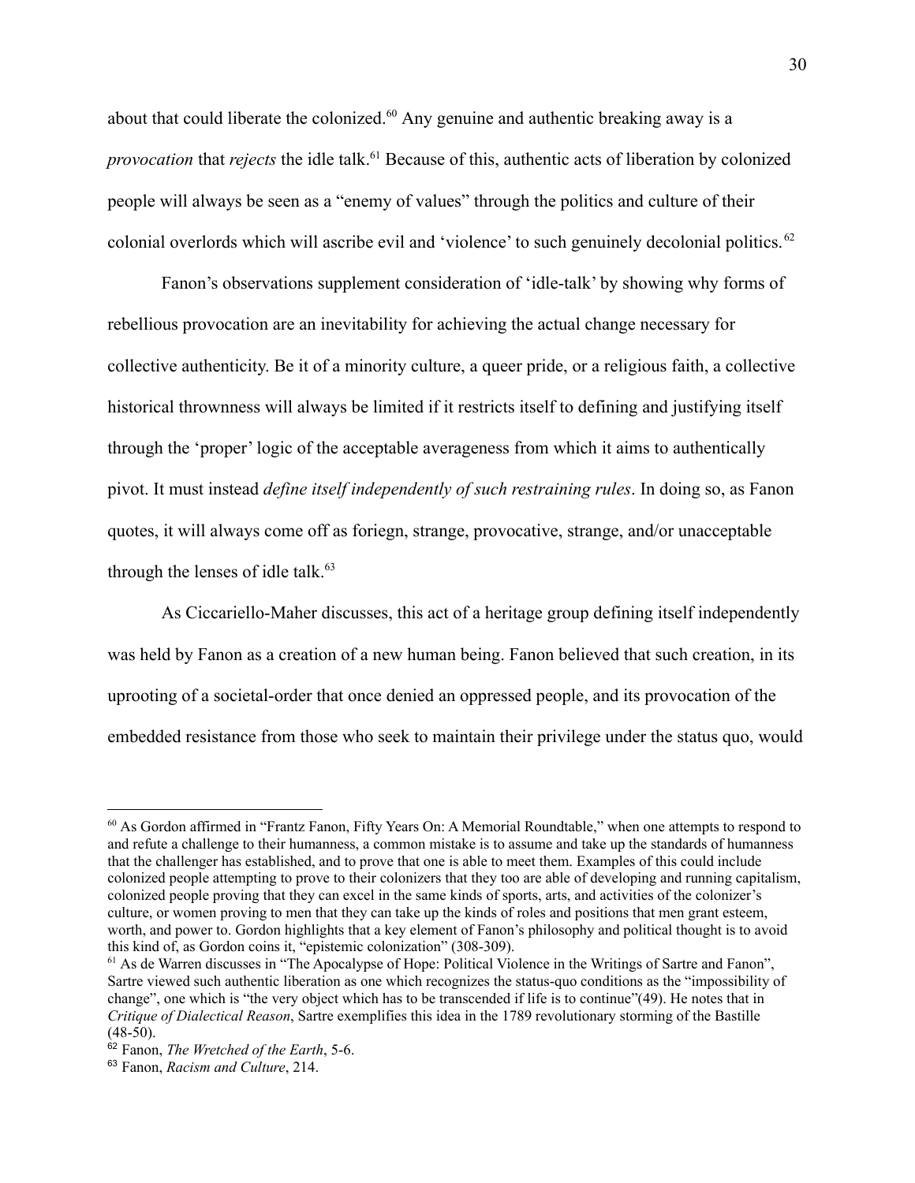about that could liberate the colonized.[60] Any genuine and authentic breaking away is a *provocation* that *rejects* the idle talk.[61] Because of this, authentic acts of liberation by colonized people will always be seen as a "enemy of values" through the politics and culture of their colonial overlords which will ascribe evil and 'violence' to such genuinely decolonial politics.[62]

Fanon's observations supplement consideration of 'idle-talk' by showing why forms of rebellious provocation are an inevitability for achieving the actual change necessary for collective authenticity. Be it of a minority culture, a queer pride, or a religious faith, a collective historical thrownness will always be limited if it restricts itself to defining and justifying itself through the 'proper' logic of the acceptable averageness from which it aims to authentically pivot. It must instead *define itself independently of such restraining rules*. In doing so, as Fanon quotes, it will always come off as foriegn, strange, provocative, strange, and/or unacceptable through the lenses of idle talk.[63]

As Ciccariello-Maher discusses, this act of a heritage group defining itself independently was held by Fanon as a creation of a new human being. Fanon believed that such creation, in its uprooting of a societal-order that once denied an oppressed people, and its provocation of the embedded resistance from those who seek to maintain their privilege under the status quo, would

---

[60] As Gordon affirmed in "Frantz Fanon, Fifty Years On: A Memorial Roundtable," when one attempts to respond to and refute a challenge to their humanness, a common mistake is to assume and take up the standards of humanness that the challenger has established, and to prove that one is able to meet them. Examples of this could include colonized people attempting to prove to their colonizers that they too are able of developing and running capitalism, colonized people proving that they can excel in the same kinds of sports, arts, and activities of the colonizer's culture, or women proving to men that they can take up the kinds of roles and positions that men grant esteem, worth, and power to. Gordon highlights that a key element of Fanon's philosophy and political thought is to avoid this kind of, as Gordon coins it, "epistemic colonization" (308-309).

[61] As de Warren discusses in "The Apocalypse of Hope: Political Violence in the Writings of Sartre and Fanon", Sartre viewed such authentic liberation as one which recognizes the status-quo conditions as the "impossibility of change", one which is "the very object which has to be transcended if life is to continue"(49). He notes that in *Critique of Dialectical Reason*, Sartre exemplifies this idea in the 1789 revolutionary storming of the Bastille (48-50).

[62] Fanon, *The Wretched of the Earth*, 5-6.

[63] Fanon, *Racism and Culture*, 214.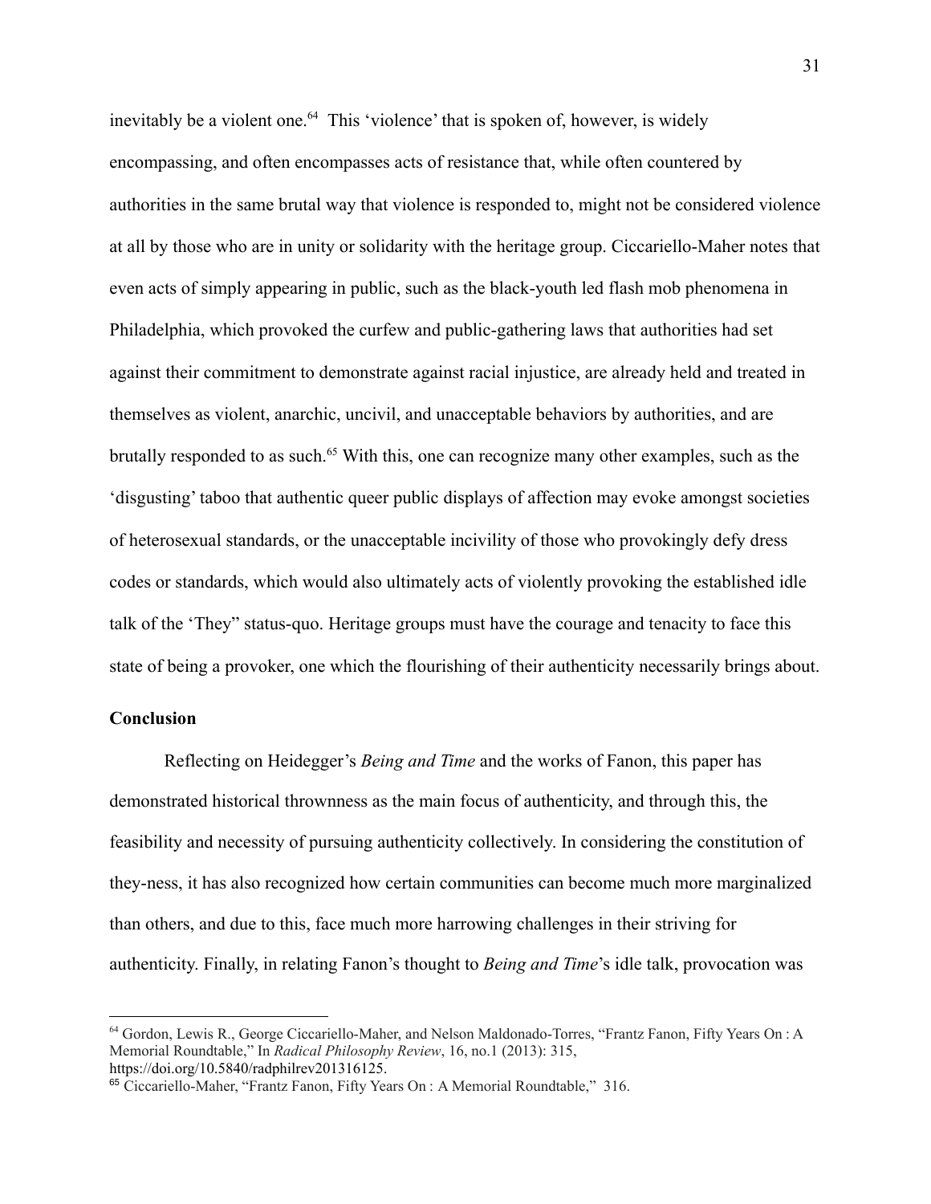inevitably be a violent one.[64] This 'violence' that is spoken of, however, is widely encompassing, and often encompasses acts of resistance that, while often countered by authorities in the same brutal way that violence is responded to, might not be considered violence at all by those who are in unity or solidarity with the heritage group. Ciccariello-Maher notes that even acts of simply appearing in public, such as the black-youth led flash mob phenomena in Philadelphia, which provoked the curfew and public-gathering laws that authorities had set against their commitment to demonstrate against racial injustice, are already held and treated in themselves as violent, anarchic, uncivil, and unacceptable behaviors by authorities, and are brutally responded to as such.[65] With this, one can recognize many other examples, such as the 'disgusting' taboo that authentic queer public displays of affection may evoke amongst societies of heterosexual standards, or the unacceptable incivility of those who provokingly defy dress codes or standards, which would also ultimately acts of violently provoking the established idle talk of the 'They" status-quo. Heritage groups must have the courage and tenacity to face this state of being a provoker, one which the flourishing of their authenticity necessarily brings about.

**Conclusion**

Reflecting on Heidegger's *Being and Time* and the works of Fanon, this paper has demonstrated historical thrownness as the main focus of authenticity, and through this, the feasibility and necessity of pursuing authenticity collectively. In considering the constitution of they-ness, it has also recognized how certain communities can become much more marginalized than others, and due to this, face much more harrowing challenges in their striving for authenticity. Finally, in relating Fanon's thought to *Being and Time*'s idle talk, provocation was

---

[64] Gordon, Lewis R., George Ciccariello-Maher, and Nelson Maldonado-Torres, "Frantz Fanon, Fifty Years On : A Memorial Roundtable," In *Radical Philosophy Review*, 16, no.1 (2013): 315, https://doi.org/10.5840/radphilrev201316125.

[65] Ciccariello-Maher, "Frantz Fanon, Fifty Years On : A Memorial Roundtable," 316.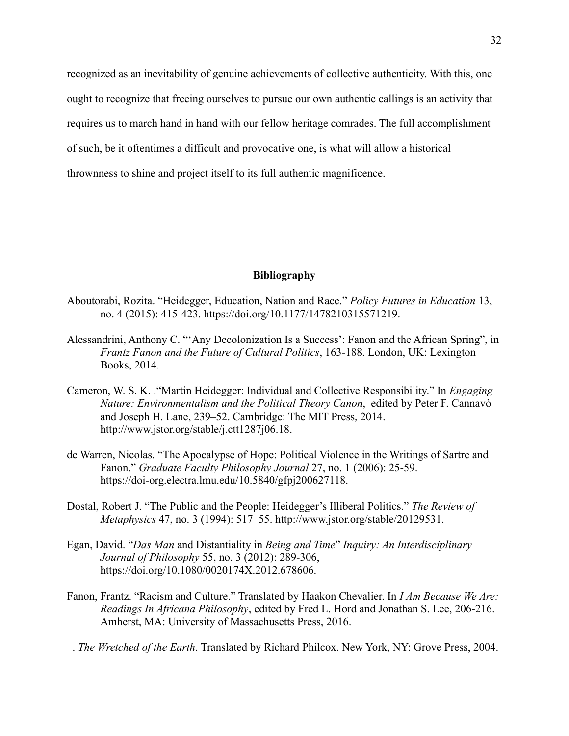recognized as an inevitability of genuine achievements of collective authenticity. With this, one ought to recognize that freeing ourselves to pursue our own authentic callings is an activity that requires us to march hand in hand with our fellow heritage comrades. The full accomplishment of such, be it oftentimes a difficult and provocative one, is what will allow a historical thrownness to shine and project itself to its full authentic magnificence.

## Bibliography

Aboutorabi, Rozita. "Heidegger, Education, Nation and Race." *Policy Futures in Education* 13, no. 4 (2015): 415-423. https://doi.org/10.1177/1478210315571219.

Alessandrini, Anthony C. "'Any Decolonization Is a Success': Fanon and the African Spring", in *Frantz Fanon and the Future of Cultural Politics*, 163-188. London, UK: Lexington Books, 2014.

Cameron, W. S. K. ."Martin Heidegger: Individual and Collective Responsibility." In *Engaging Nature: Environmentalism and the Political Theory Canon*, edited by Peter F. Cannavò and Joseph H. Lane, 239–52. Cambridge: The MIT Press, 2014. http://www.jstor.org/stable/j.ctt1287j06.18.

de Warren, Nicolas. "The Apocalypse of Hope: Political Violence in the Writings of Sartre and Fanon." *Graduate Faculty Philosophy Journal* 27, no. 1 (2006): 25-59. https://doi-org.electra.lmu.edu/10.5840/gfpj200627118.

Dostal, Robert J. "The Public and the People: Heidegger's Illiberal Politics." *The Review of Metaphysics* 47, no. 3 (1994): 517–55. http://www.jstor.org/stable/20129531.

Egan, David. "*Das Man* and Distantiality in *Being and Time*" *Inquiry: An Interdisciplinary Journal of Philosophy* 55, no. 3 (2012): 289-306, https://doi.org/10.1080/0020174X.2012.678606.

Fanon, Frantz. "Racism and Culture." Translated by Haakon Chevalier. In *I Am Because We Are: Readings In Africana Philosophy*, edited by Fred L. Hord and Jonathan S. Lee, 206-216. Amherst, MA: University of Massachusetts Press, 2016.

–. *The Wretched of the Earth*. Translated by Richard Philcox. New York, NY: Grove Press, 2004.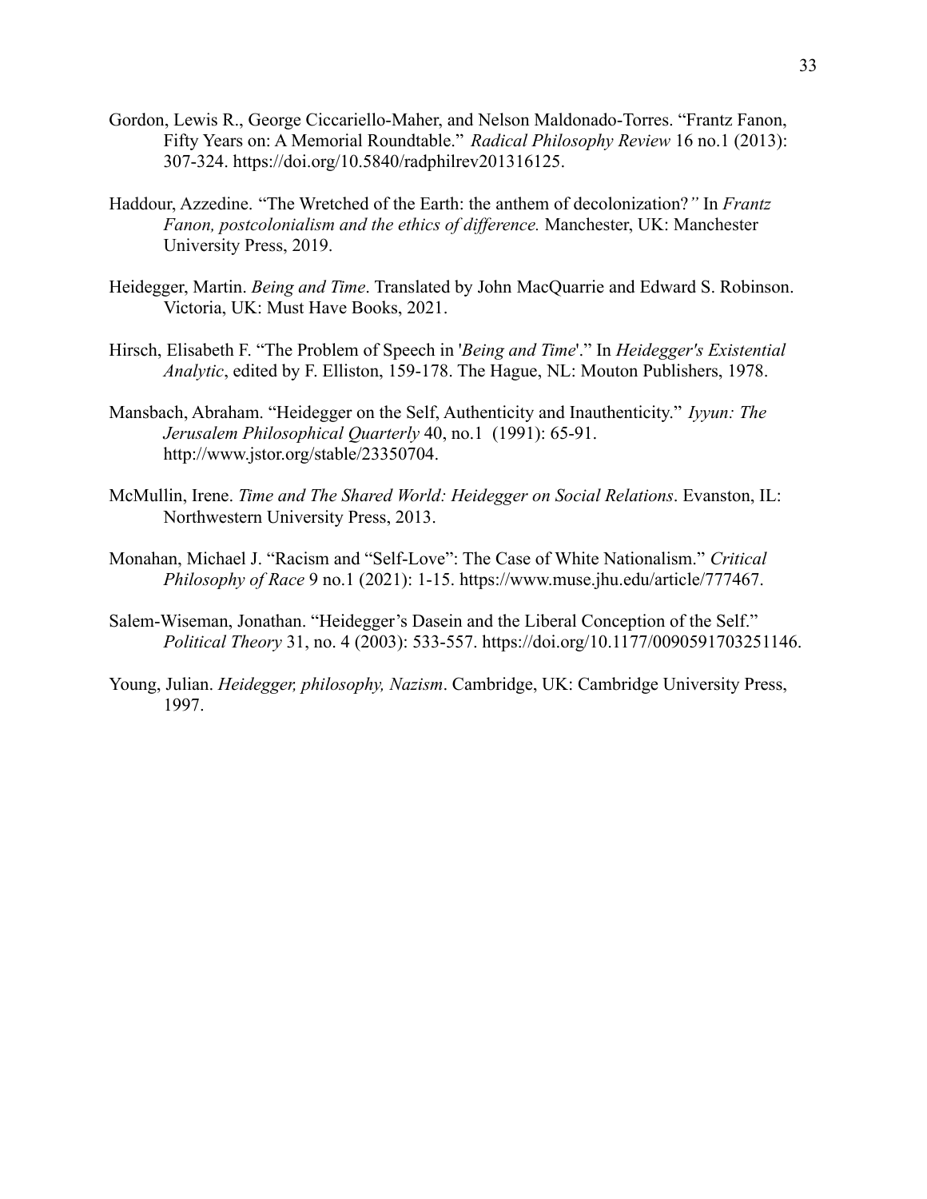Gordon, Lewis R., George Ciccariello-Maher, and Nelson Maldonado-Torres. "Frantz Fanon, Fifty Years on: A Memorial Roundtable." *Radical Philosophy Review* 16 no.1 (2013): 307-324. https://doi.org/10.5840/radphilrev201316125.

Haddour, Azzedine. "The Wretched of the Earth: the anthem of decolonization?*"* In *Frantz Fanon, postcolonialism and the ethics of difference.* Manchester, UK: Manchester University Press, 2019.

Heidegger, Martin. *Being and Time*. Translated by John MacQuarrie and Edward S. Robinson. Victoria, UK: Must Have Books, 2021.

Hirsch, Elisabeth F. "The Problem of Speech in '*Being and Time*'." In *Heidegger's Existential Analytic*, edited by F. Elliston, 159-178. The Hague, NL: Mouton Publishers, 1978.

Mansbach, Abraham. "Heidegger on the Self, Authenticity and Inauthenticity." *Iyyun: The Jerusalem Philosophical Quarterly* 40, no.1 (1991): 65-91. http://www.jstor.org/stable/23350704.

McMullin, Irene. *Time and The Shared World: Heidegger on Social Relations*. Evanston, IL: Northwestern University Press, 2013.

Monahan, Michael J. "Racism and "Self-Love": The Case of White Nationalism." *Critical Philosophy of Race* 9 no.1 (2021): 1-15. https://www.muse.jhu.edu/article/777467.

Salem-Wiseman, Jonathan. "Heidegger's Dasein and the Liberal Conception of the Self." *Political Theory* 31, no. 4 (2003): 533-557. https://doi.org/10.1177/0090591703251146.

Young, Julian. *Heidegger, philosophy, Nazism*. Cambridge, UK: Cambridge University Press, 1997.